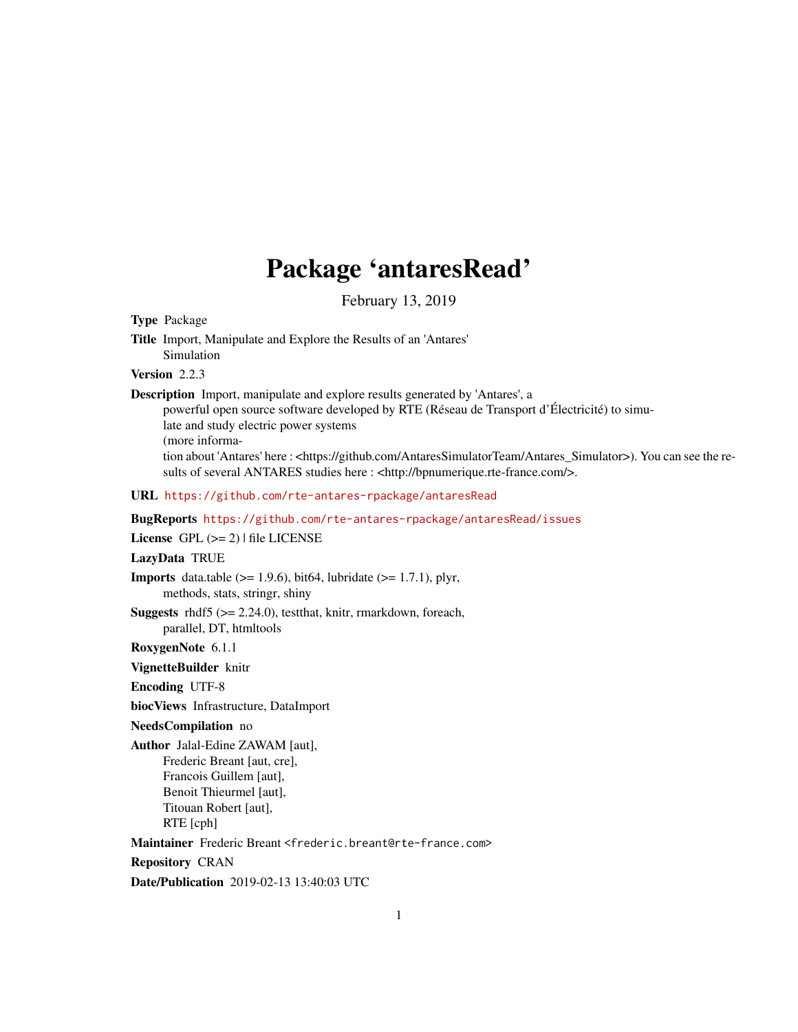# Package 'antaresRead'

February 13, 2019

**Type** Package

**Title** Import, Manipulate and Explore the Results of an 'Antares' Simulation

**Version** 2.2.3

**Description** Import, manipulate and explore results generated by 'Antares', a powerful open source software developed by RTE (Réseau de Transport d'Électricité) to simulate and study electric power systems (more information about 'Antares' here : <https://github.com/AntaresSimulatorTeam/Antares_Simulator>). You can see the results of several ANTARES studies here : <http://bpnumerique.rte-france.com/>.

**URL** https://github.com/rte-antares-rpackage/antaresRead

**BugReports** https://github.com/rte-antares-rpackage/antaresRead/issues

**License** GPL (>= 2) | file LICENSE

**LazyData** TRUE

**Imports** data.table (>= 1.9.6), bit64, lubridate (>= 1.7.1), plyr, methods, stats, stringr, shiny

**Suggests** rhdf5 (>= 2.24.0), testthat, knitr, rmarkdown, foreach, parallel, DT, htmltools

**RoxygenNote** 6.1.1

**VignetteBuilder** knitr

**Encoding** UTF-8

**biocViews** Infrastructure, DataImport

**NeedsCompilation** no

**Author** Jalal-Edine ZAWAM [aut], Frederic Breant [aut, cre], Francois Guillem [aut], Benoit Thieurmel [aut], Titouan Robert [aut], RTE [cph]

**Maintainer** Frederic Breant <frederic.breant@rte-france.com>

**Repository** CRAN

**Date/Publication** 2019-02-13 13:40:03 UTC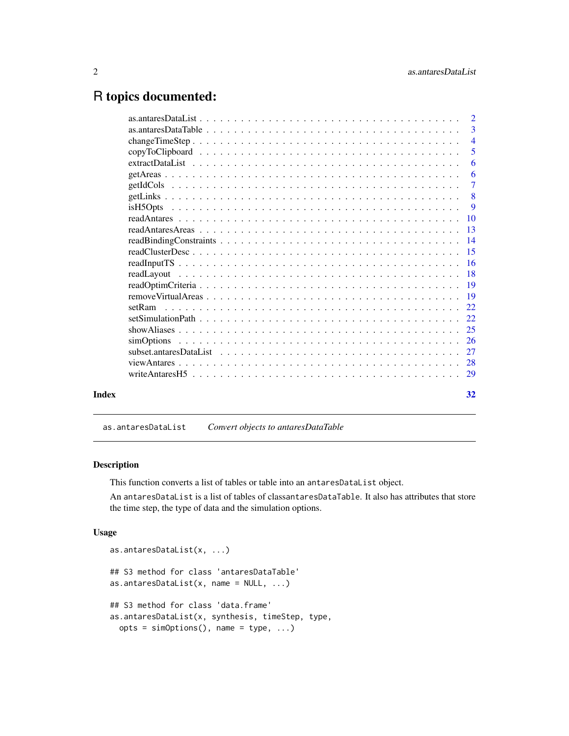# R topics documented:

| | |
|---|---|
| as.antaresDataList | 2 |
| as.antaresDataTable | 3 |
| changeTimeStep | 4 |
| copyToClipboard | 5 |
| extractDataList | 6 |
| getAreas | 6 |
| getIdCols | 7 |
| getLinks | 8 |
| isH5Opts | 9 |
| readAntares | 10 |
| readAntaresAreas | 13 |
| readBindingConstraints | 14 |
| readClusterDesc | 15 |
| readInputTS | 16 |
| readLayout | 18 |
| readOptimCriteria | 19 |
| removeVirtualAreas | 19 |
| setRam | 22 |
| setSimulationPath | 22 |
| showAliases | 25 |
| simOptions | 26 |
| subset.antaresDataList | 27 |
| viewAntares | 28 |
| writeAntaresH5 | 29 |
| **Index** | **32** |

---

`as.antaresDataList` *Convert objects to antaresDataTable*

---

### Description

This function converts a list of tables or table into an `antaresDataList` object.

An `antaresDataList` is a list of tables of class`antaresDataTable`. It also has attributes that store the time step, the type of data and the simulation options.

### Usage

```
as.antaresDataList(x, ...)

## S3 method for class 'antaresDataTable'
as.antaresDataList(x, name = NULL, ...)

## S3 method for class 'data.frame'
as.antaresDataList(x, synthesis, timeStep, type,
  opts = simOptions(), name = type, ...)
```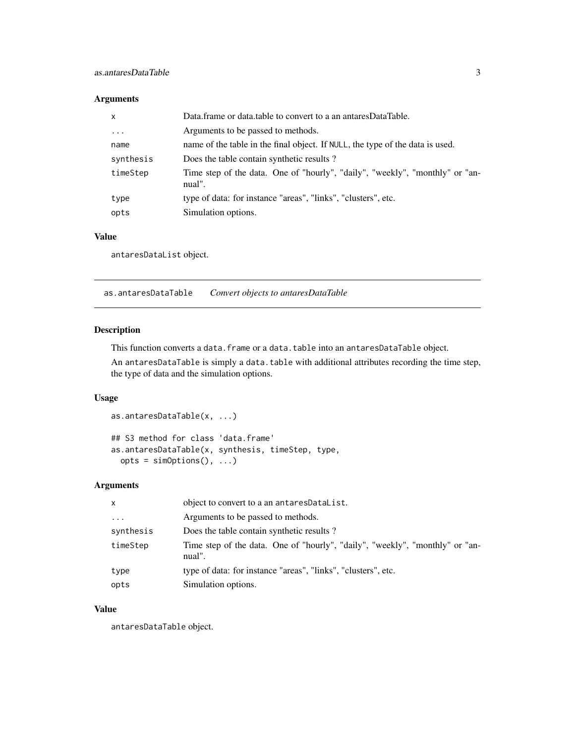### Arguments

| | |
|---|---|
| `x` | Data.frame or data.table to convert to a an antaresDataTable. |
| `...` | Arguments to be passed to methods. |
| `name` | name of the table in the final object. If `NULL`, the type of the data is used. |
| `synthesis` | Does the table contain synthetic results ? |
| `timeStep` | Time step of the data. One of "hourly", "daily", "weekly", "monthly" or "annual". |
| `type` | type of data: for instance "areas", "links", "clusters", etc. |
| `opts` | Simulation options. |

### Value

`antaresDataList` object.

---

## as.antaresDataTable — *Convert objects to antaresDataTable*

---

### Description

This function converts a `data.frame` or a `data.table` into an `antaresDataTable` object.

An `antaresDataTable` is simply a `data.table` with additional attributes recording the time step, the type of data and the simulation options.

### Usage

```
as.antaresDataTable(x, ...)

## S3 method for class 'data.frame'
as.antaresDataTable(x, synthesis, timeStep, type,
  opts = simOptions(), ...)
```

### Arguments

| | |
|---|---|
| `x` | object to convert to a an `antaresDataList`. |
| `...` | Arguments to be passed to methods. |
| `synthesis` | Does the table contain synthetic results ? |
| `timeStep` | Time step of the data. One of "hourly", "daily", "weekly", "monthly" or "annual". |
| `type` | type of data: for instance "areas", "links", "clusters", etc. |
| `opts` | Simulation options. |

### Value

`antaresDataTable` object.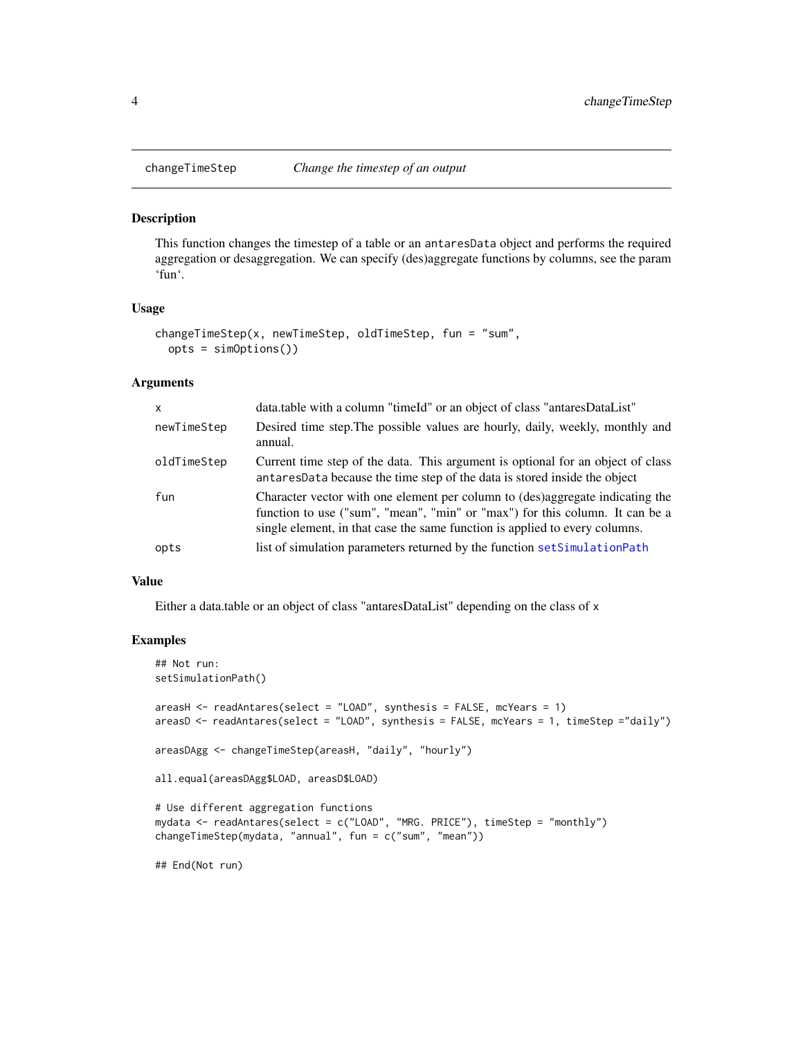## changeTimeStep — *Change the timestep of an output*

### Description

This function changes the timestep of a table or an `antaresData` object and performs the required aggregation or desaggregation. We can specify (des)aggregate functions by columns, see the param 'fun'.

### Usage

```
changeTimeStep(x, newTimeStep, oldTimeStep, fun = "sum",
  opts = simOptions())
```

### Arguments

| | |
|---|---|
| `x` | data.table with a column "timeId" or an object of class "antaresDataList" |
| `newTimeStep` | Desired time step.The possible values are hourly, daily, weekly, monthly and annual. |
| `oldTimeStep` | Current time step of the data. This argument is optional for an object of class `antaresData` because the time step of the data is stored inside the object |
| `fun` | Character vector with one element per column to (des)aggregate indicating the function to use ("sum", "mean", "min" or "max") for this column. It can be a single element, in that case the same function is applied to every columns. |
| `opts` | list of simulation parameters returned by the function `setSimulationPath` |

### Value

Either a data.table or an object of class "antaresDataList" depending on the class of `x`

### Examples

```
## Not run:
setSimulationPath()

areasH <- readAntares(select = "LOAD", synthesis = FALSE, mcYears = 1)
areasD <- readAntares(select = "LOAD", synthesis = FALSE, mcYears = 1, timeStep ="daily")

areasDAgg <- changeTimeStep(areasH, "daily", "hourly")

all.equal(areasDAgg$LOAD, areasD$LOAD)

# Use different aggregation functions
mydata <- readAntares(select = c("LOAD", "MRG. PRICE"), timeStep = "monthly")
changeTimeStep(mydata, "annual", fun = c("sum", "mean"))

## End(Not run)
```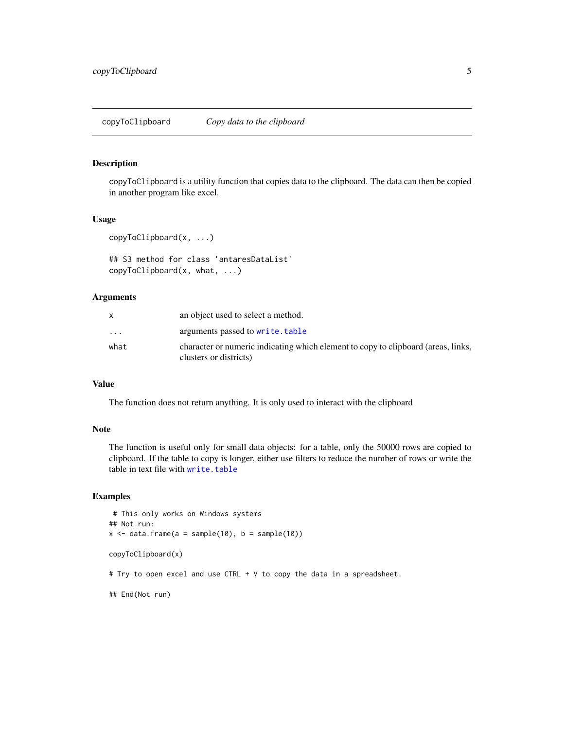## copyToClipboard *Copy data to the clipboard*

### Description

`copyToClipboard` is a utility function that copies data to the clipboard. The data can then be copied in another program like excel.

### Usage

```
copyToClipboard(x, ...)

## S3 method for class 'antaresDataList'
copyToClipboard(x, what, ...)
```

### Arguments

| | |
|---|---|
| `x` | an object used to select a method. |
| `...` | arguments passed to `write.table` |
| `what` | character or numeric indicating which element to copy to clipboard (areas, links, clusters or districts) |

### Value

The function does not return anything. It is only used to interact with the clipboard

### Note

The function is useful only for small data objects: for a table, only the 50000 rows are copied to clipboard. If the table to copy is longer, either use filters to reduce the number of rows or write the table in text file with `write.table`

### Examples

```
 # This only works on Windows systems
## Not run:
x <- data.frame(a = sample(10), b = sample(10))

copyToClipboard(x)

# Try to open excel and use CTRL + V to copy the data in a spreadsheet.

## End(Not run)
```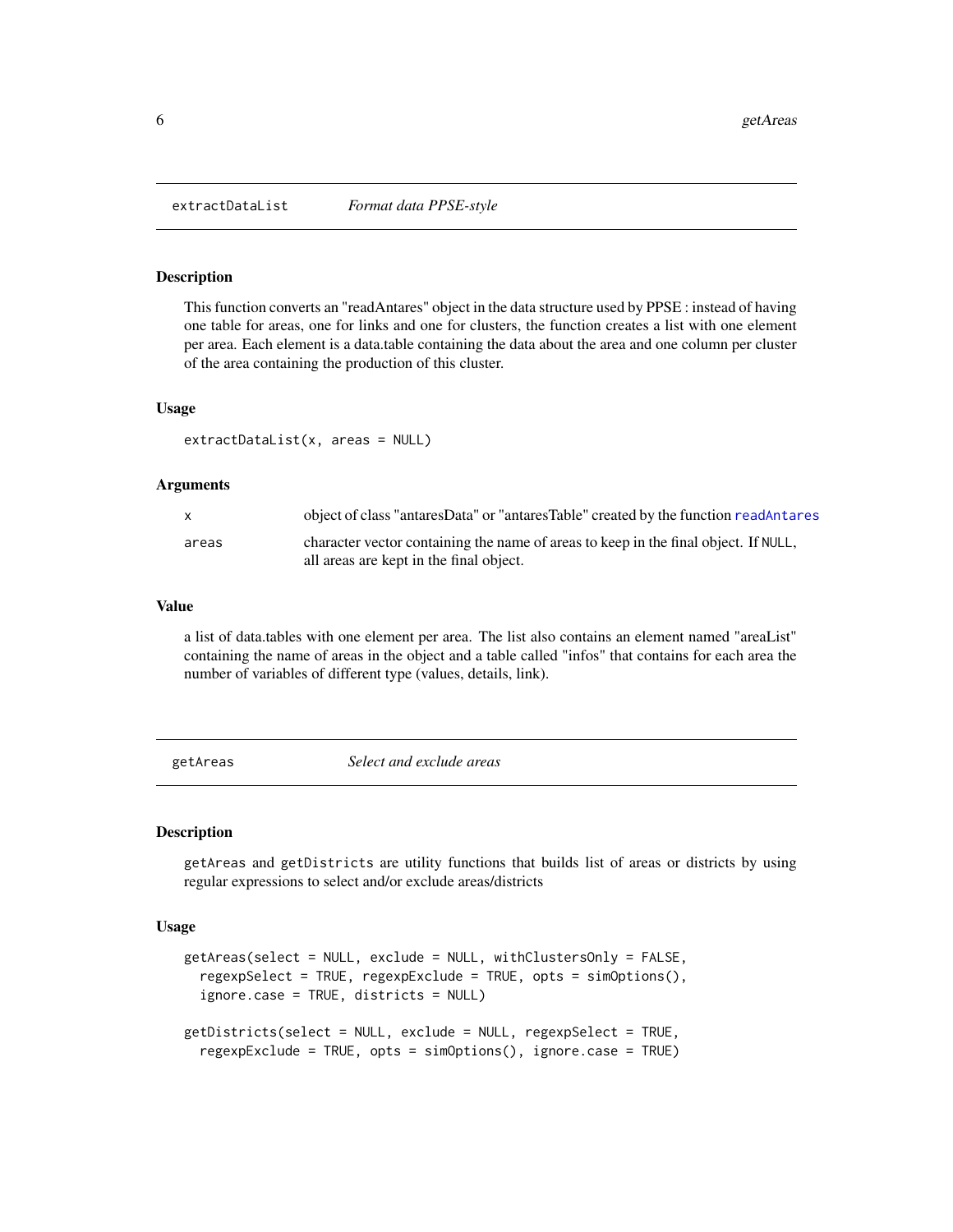## extractDataList — *Format data PPSE-style*

### Description

This function converts an "readAntares" object in the data structure used by PPSE : instead of having one table for areas, one for links and one for clusters, the function creates a list with one element per area. Each element is a data.table containing the data about the area and one column per cluster of the area containing the production of this cluster.

### Usage

```
extractDataList(x, areas = NULL)
```

### Arguments

| | |
|---|---|
| x | object of class "antaresData" or "antaresTable" created by the function readAntares |
| areas | character vector containing the name of areas to keep in the final object. If NULL, all areas are kept in the final object. |

### Value

a list of data.tables with one element per area. The list also contains an element named "areaList" containing the name of areas in the object and a table called "infos" that contains for each area the number of variables of different type (values, details, link).

## getAreas — *Select and exclude areas*

### Description

getAreas and getDistricts are utility functions that builds list of areas or districts by using regular expressions to select and/or exclude areas/districts

### Usage

```
getAreas(select = NULL, exclude = NULL, withClustersOnly = FALSE,
  regexpSelect = TRUE, regexpExclude = TRUE, opts = simOptions(),
  ignore.case = TRUE, districts = NULL)

getDistricts(select = NULL, exclude = NULL, regexpSelect = TRUE,
  regexpExclude = TRUE, opts = simOptions(), ignore.case = TRUE)
```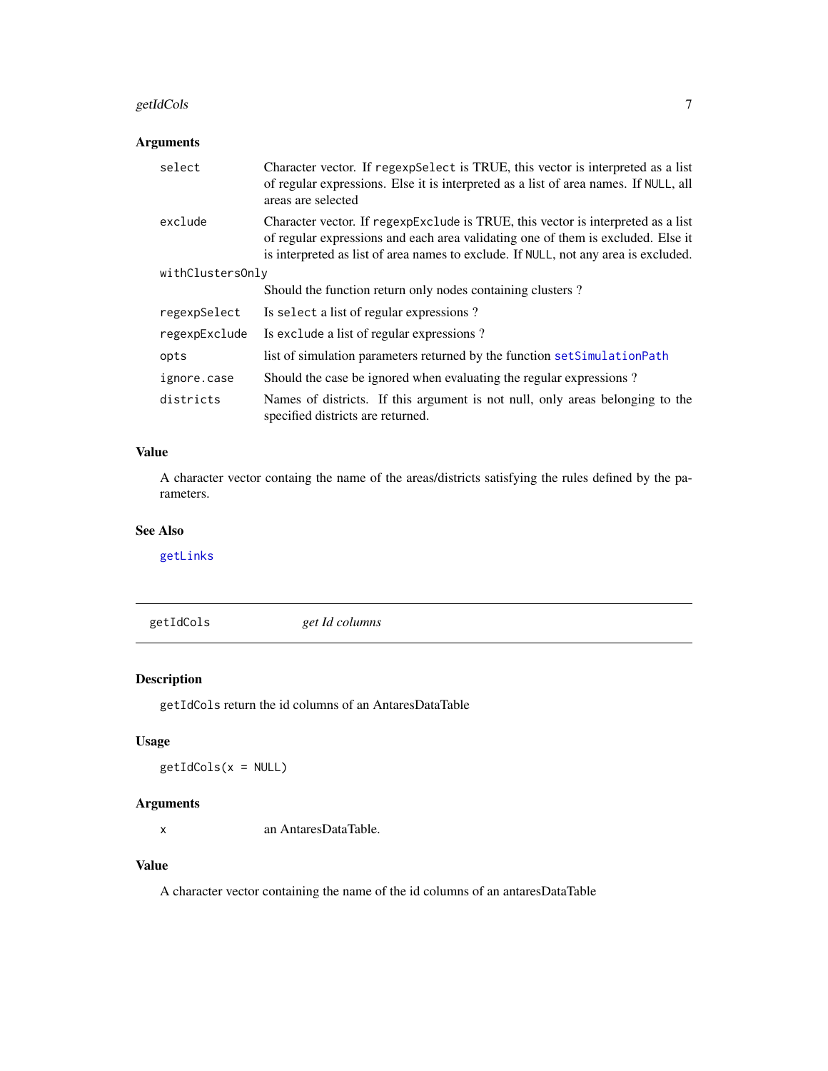### Arguments

| | |
|---|---|
| `select` | Character vector. If `regexpSelect` is TRUE, this vector is interpreted as a list of regular expressions. Else it is interpreted as a list of area names. If `NULL`, all areas are selected |
| `exclude` | Character vector. If `regexpExclude` is TRUE, this vector is interpreted as a list of regular expressions and each area validating one of them is excluded. Else it is interpreted as list of area names to exclude. If `NULL`, not any area is excluded. |
| `withClustersOnly` | Should the function return only nodes containing clusters ? |
| `regexpSelect` | Is `select` a list of regular expressions ? |
| `regexpExclude` | Is `exclude` a list of regular expressions ? |
| `opts` | list of simulation parameters returned by the function `setSimulationPath` |
| `ignore.case` | Should the case be ignored when evaluating the regular expressions ? |
| `districts` | Names of districts. If this argument is not null, only areas belonging to the specified districts are returned. |

### Value

A character vector containg the name of the areas/districts satisfying the rules defined by the parameters.

### See Also

`getLinks`

---

## getIdCols — *get Id columns*

### Description

`getIdCols` return the id columns of an AntaresDataTable

### Usage

```
getIdCols(x = NULL)
```

### Arguments

| | |
|---|---|
| `x` | an AntaresDataTable. |

### Value

A character vector containing the name of the id columns of an antaresDataTable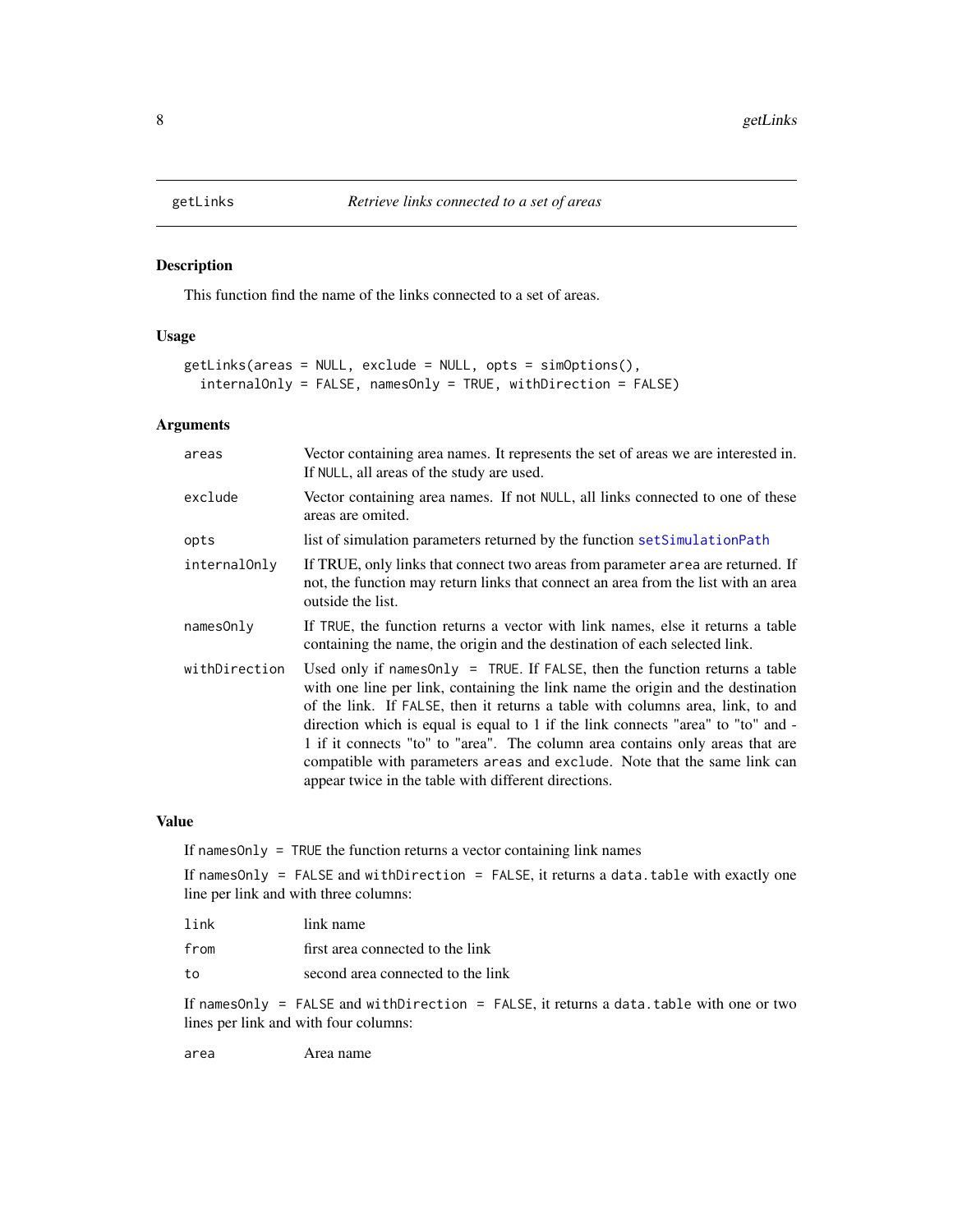## getLinks *Retrieve links connected to a set of areas*

### Description

This function find the name of the links connected to a set of areas.

### Usage

```
getLinks(areas = NULL, exclude = NULL, opts = simOptions(),
  internalOnly = FALSE, namesOnly = TRUE, withDirection = FALSE)
```

### Arguments

| | |
|---|---|
| areas | Vector containing area names. It represents the set of areas we are interested in. If NULL, all areas of the study are used. |
| exclude | Vector containing area names. If not NULL, all links connected to one of these areas are omited. |
| opts | list of simulation parameters returned by the function setSimulationPath |
| internalOnly | If TRUE, only links that connect two areas from parameter area are returned. If not, the function may return links that connect an area from the list with an area outside the list. |
| namesOnly | If TRUE, the function returns a vector with link names, else it returns a table containing the name, the origin and the destination of each selected link. |
| withDirection | Used only if namesOnly = TRUE. If FALSE, then the function returns a table with one line per link, containing the link name the origin and the destination of the link. If FALSE, then it returns a table with columns area, link, to and direction which is equal is equal to 1 if the link connects "area" to "to" and -1 if it connects "to" to "area". The column area contains only areas that are compatible with parameters areas and exclude. Note that the same link can appear twice in the table with different directions. |

### Value

If namesOnly = TRUE the function returns a vector containing link names

If namesOnly = FALSE and withDirection = FALSE, it returns a data.table with exactly one line per link and with three columns:

| | |
|---|---|
| link | link name |
| from | first area connected to the link |
| to | second area connected to the link |

If namesOnly = FALSE and withDirection = FALSE, it returns a data.table with one or two lines per link and with four columns:

| | |
|---|---|
| area | Area name |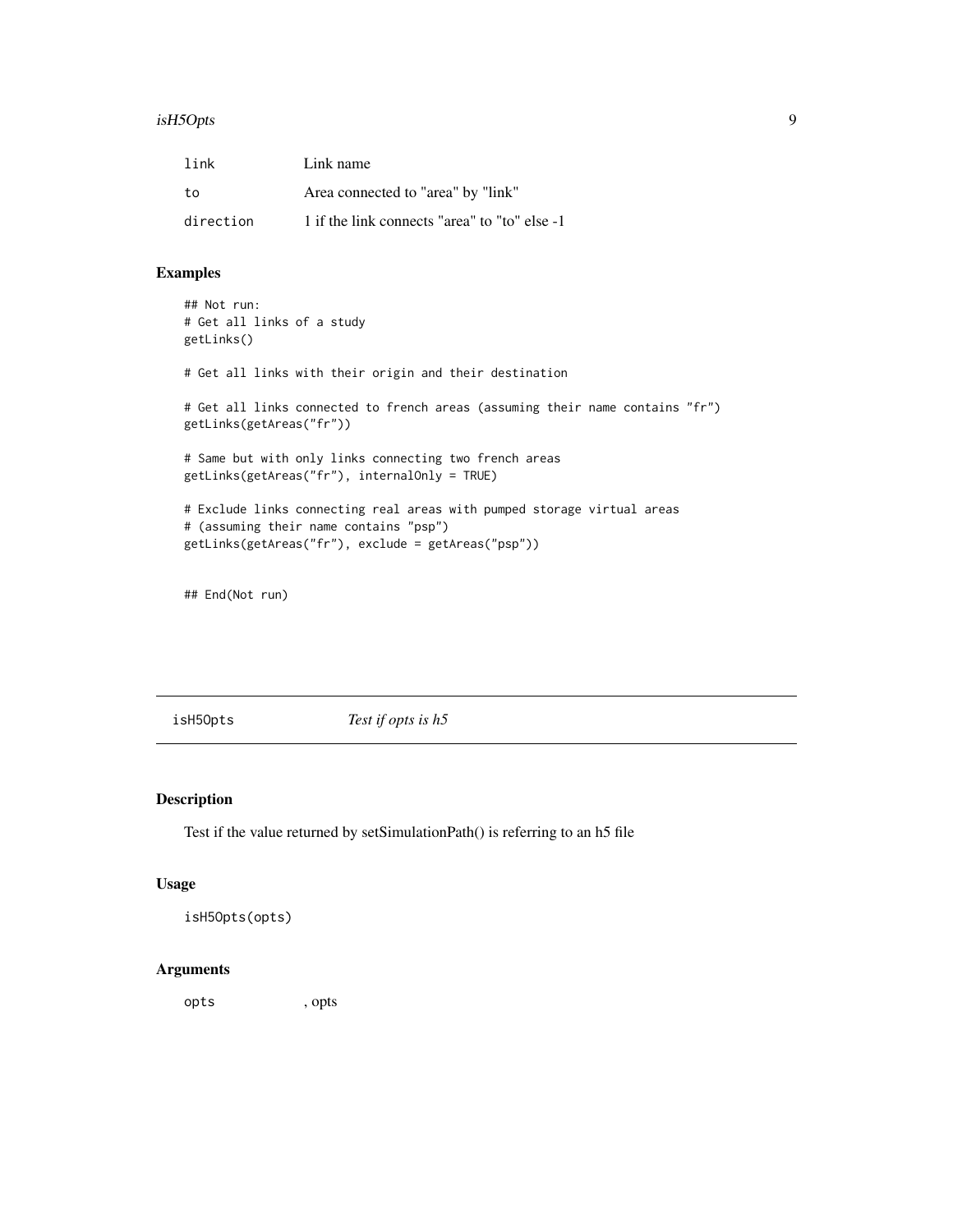| | |
|---|---|
| `link` | Link name |
| `to` | Area connected to "area" by "link" |
| `direction` | 1 if the link connects "area" to "to" else -1 |

## Examples

```
## Not run:
# Get all links of a study
getLinks()

# Get all links with their origin and their destination

# Get all links connected to french areas (assuming their name contains "fr")
getLinks(getAreas("fr"))

# Same but with only links connecting two french areas
getLinks(getAreas("fr"), internalOnly = TRUE)

# Exclude links connecting real areas with pumped storage virtual areas
# (assuming their name contains "psp")
getLinks(getAreas("fr"), exclude = getAreas("psp"))


## End(Not run)
```

---

`isH5Opts` *Test if opts is h5*

---

## Description

Test if the value returned by setSimulationPath() is referring to an h5 file

## Usage

```
isH5Opts(opts)
```

## Arguments

| | |
|---|---|
| `opts` | , opts |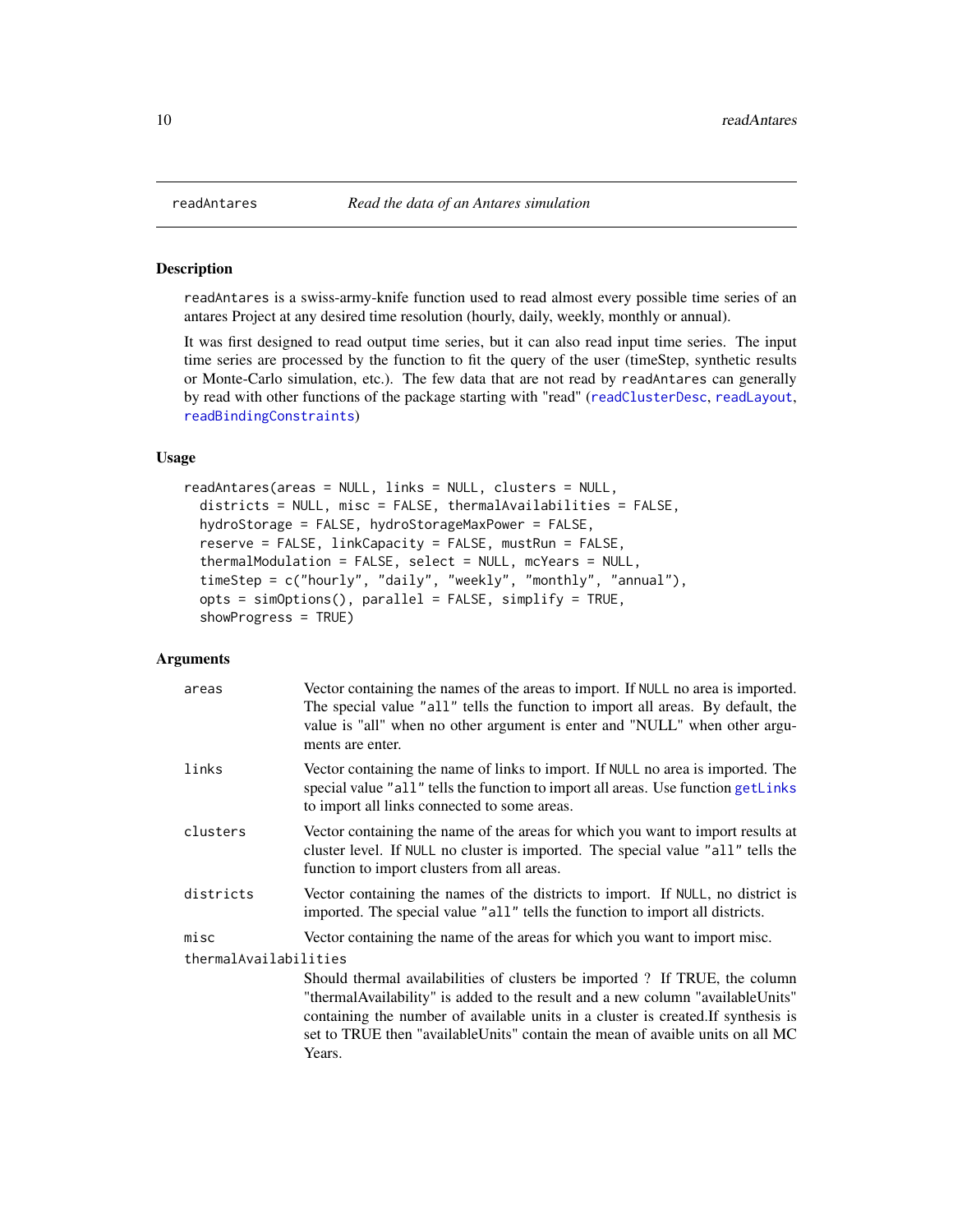## readAntares — *Read the data of an Antares simulation*

### Description

`readAntares` is a swiss-army-knife function used to read almost every possible time series of an antares Project at any desired time resolution (hourly, daily, weekly, monthly or annual).

It was first designed to read output time series, but it can also read input time series. The input time series are processed by the function to fit the query of the user (timeStep, synthetic results or Monte-Carlo simulation, etc.). The few data that are not read by `readAntares` can generally by read with other functions of the package starting with "read" (`readClusterDesc`, `readLayout`, `readBindingConstraints`)

### Usage

```
readAntares(areas = NULL, links = NULL, clusters = NULL,
  districts = NULL, misc = FALSE, thermalAvailabilities = FALSE,
  hydroStorage = FALSE, hydroStorageMaxPower = FALSE,
  reserve = FALSE, linkCapacity = FALSE, mustRun = FALSE,
  thermalModulation = FALSE, select = NULL, mcYears = NULL,
  timeStep = c("hourly", "daily", "weekly", "monthly", "annual"),
  opts = simOptions(), parallel = FALSE, simplify = TRUE,
  showProgress = TRUE)
```

### Arguments

| | |
|---|---|
| `areas` | Vector containing the names of the areas to import. If `NULL` no area is imported. The special value `"all"` tells the function to import all areas. By default, the value is "all" when no other argument is enter and "NULL" when other arguments are enter. |
| `links` | Vector containing the name of links to import. If `NULL` no area is imported. The special value `"all"` tells the function to import all areas. Use function `getLinks` to import all links connected to some areas. |
| `clusters` | Vector containing the name of the areas for which you want to import results at cluster level. If `NULL` no cluster is imported. The special value `"all"` tells the function to import clusters from all areas. |
| `districts` | Vector containing the names of the districts to import. If `NULL`, no district is imported. The special value `"all"` tells the function to import all districts. |
| `misc` | Vector containing the name of the areas for which you want to import misc. |
| `thermalAvailabilities` | Should thermal availabilities of clusters be imported ? If TRUE, the column "thermalAvailability" is added to the result and a new column "availableUnits" containing the number of available units in a cluster is created.If synthesis is set to TRUE then "availableUnits" contain the mean of avaible units on all MC Years. |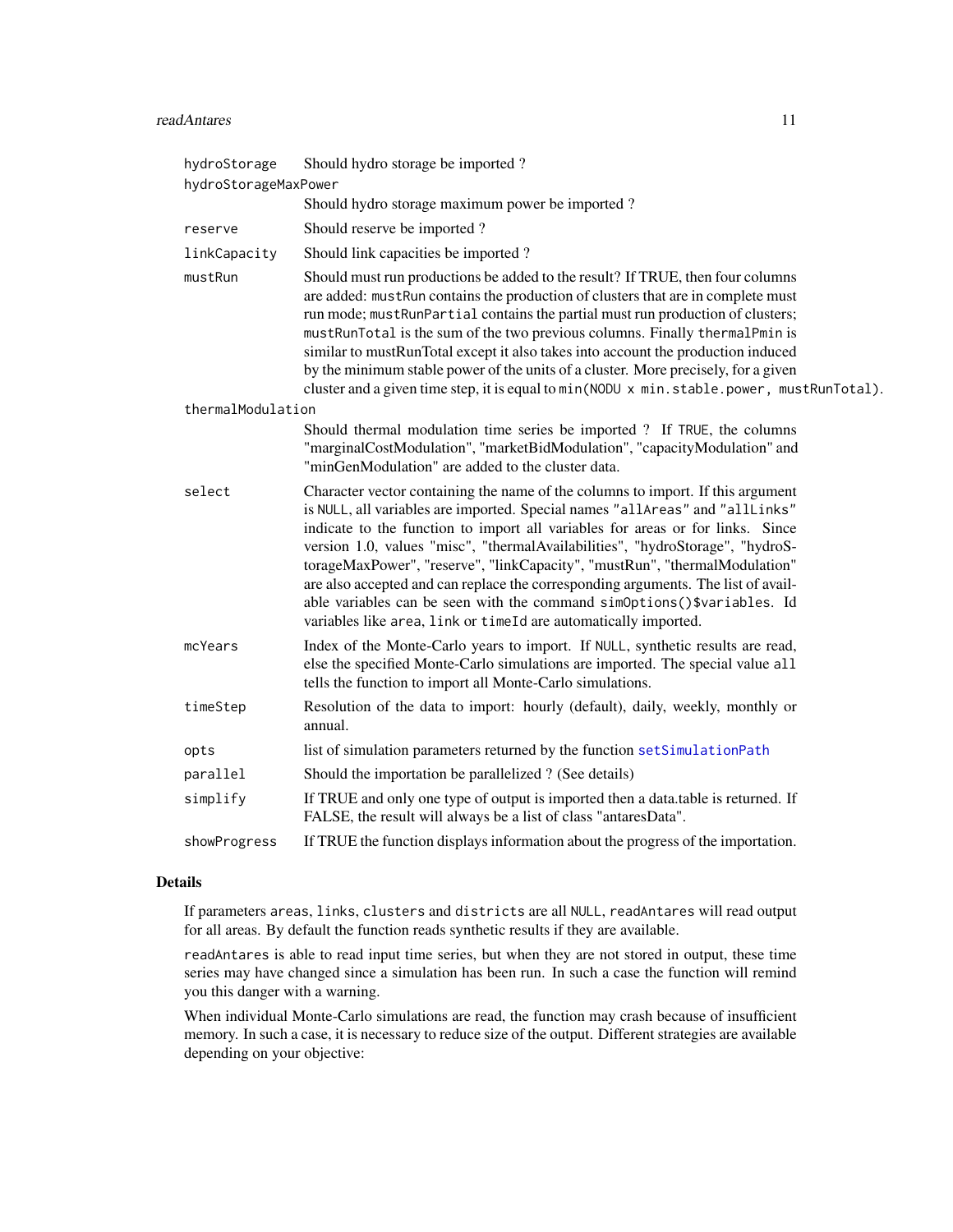| | |
|---|---|
| `hydroStorage` | Should hydro storage be imported ? |
| `hydroStorageMaxPower` | Should hydro storage maximum power be imported ? |
| `reserve` | Should reserve be imported ? |
| `linkCapacity` | Should link capacities be imported ? |
| `mustRun` | Should must run productions be added to the result? If TRUE, then four columns are added: `mustRun` contains the production of clusters that are in complete must run mode; `mustRunPartial` contains the partial must run production of clusters; `mustRunTotal` is the sum of the two previous columns. Finally `thermalPmin` is similar to mustRunTotal except it also takes into account the production induced by the minimum stable power of the units of a cluster. More precisely, for a given cluster and a given time step, it is equal to `min(NODU x min.stable.power, mustRunTotal)`. |
| `thermalModulation` | Should thermal modulation time series be imported ? If `TRUE`, the columns "marginalCostModulation", "marketBidModulation", "capacityModulation" and "minGenModulation" are added to the cluster data. |
| `select` | Character vector containing the name of the columns to import. If this argument is `NULL`, all variables are imported. Special names `"allAreas"` and `"allLinks"` indicate to the function to import all variables for areas or for links. Since version 1.0, values "misc", "thermalAvailabilities", "hydroStorage", "hydroStorageMaxPower", "reserve", "linkCapacity", "mustRun", "thermalModulation" are also accepted and can replace the corresponding arguments. The list of available variables can be seen with the command `simOptions()$variables`. Id variables like `area`, `link` or `timeId` are automatically imported. |
| `mcYears` | Index of the Monte-Carlo years to import. If `NULL`, synthetic results are read, else the specified Monte-Carlo simulations are imported. The special value `all` tells the function to import all Monte-Carlo simulations. |
| `timeStep` | Resolution of the data to import: hourly (default), daily, weekly, monthly or annual. |
| `opts` | list of simulation parameters returned by the function `setSimulationPath` |
| `parallel` | Should the importation be parallelized ? (See details) |
| `simplify` | If TRUE and only one type of output is imported then a data.table is returned. If FALSE, the result will always be a list of class "antaresData". |
| `showProgress` | If TRUE the function displays information about the progress of the importation. |

## Details

If parameters `areas`, `links`, `clusters` and `districts` are all `NULL`, `readAntares` will read output for all areas. By default the function reads synthetic results if they are available.

`readAntares` is able to read input time series, but when they are not stored in output, these time series may have changed since a simulation has been run. In such a case the function will remind you this danger with a warning.

When individual Monte-Carlo simulations are read, the function may crash because of insufficient memory. In such a case, it is necessary to reduce size of the output. Different strategies are available depending on your objective: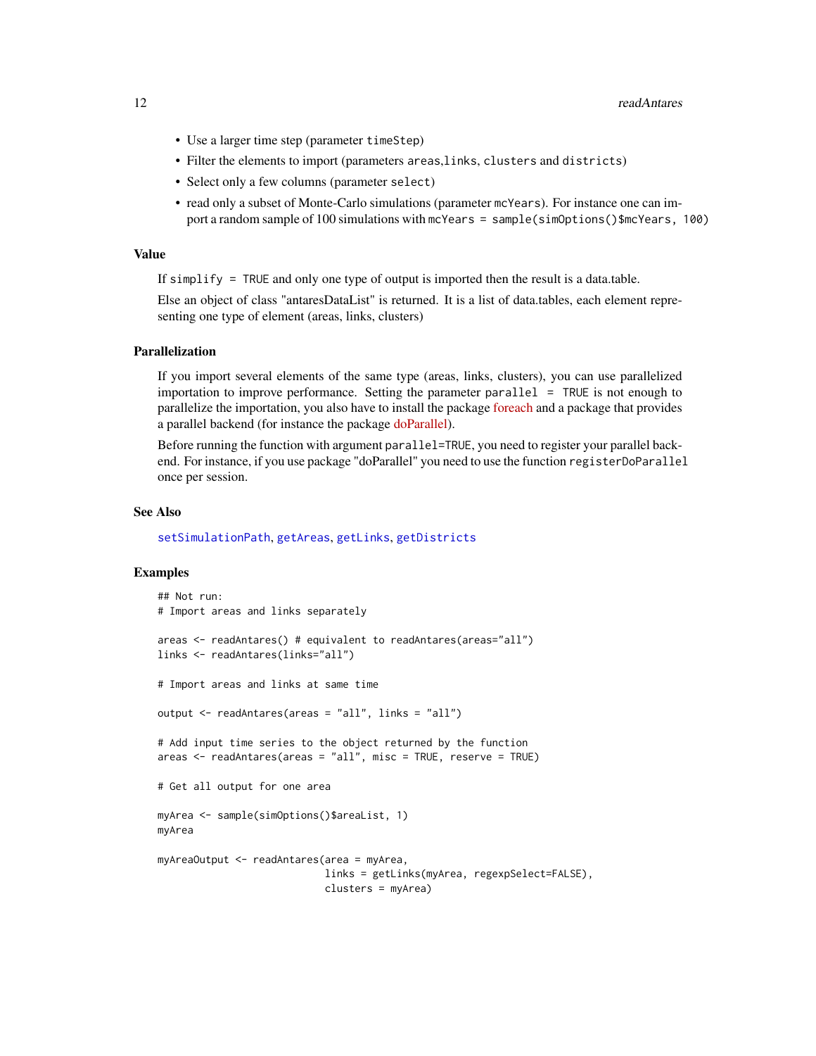- Use a larger time step (parameter `timeStep`)
- Filter the elements to import (parameters `areas`,`links`, `clusters` and `districts`)
- Select only a few columns (parameter `select`)
- read only a subset of Monte-Carlo simulations (parameter `mcYears`). For instance one can import a random sample of 100 simulations with `mcYears = sample(simOptions()$mcYears, 100)`

### Value

If `simplify = TRUE` and only one type of output is imported then the result is a data.table.

Else an object of class "antaresDataList" is returned. It is a list of data.tables, each element representing one type of element (areas, links, clusters)

### Parallelization

If you import several elements of the same type (areas, links, clusters), you can use parallelized importation to improve performance. Setting the parameter `parallel = TRUE` is not enough to parallelize the importation, you also have to install the package foreach and a package that provides a parallel backend (for instance the package doParallel).

Before running the function with argument `parallel=TRUE`, you need to register your parallel backend. For instance, if you use package "doParallel" you need to use the function `registerDoParallel` once per session.

### See Also

`setSimulationPath`, `getAreas`, `getLinks`, `getDistricts`

### Examples

```
## Not run:
# Import areas and links separately

areas <- readAntares() # equivalent to readAntares(areas="all")
links <- readAntares(links="all")

# Import areas and links at same time

output <- readAntares(areas = "all", links = "all")

# Add input time series to the object returned by the function
areas <- readAntares(areas = "all", misc = TRUE, reserve = TRUE)

# Get all output for one area

myArea <- sample(simOptions()$areaList, 1)
myArea

myAreaOutput <- readAntares(area = myArea,
                            links = getLinks(myArea, regexpSelect=FALSE),
                            clusters = myArea)
```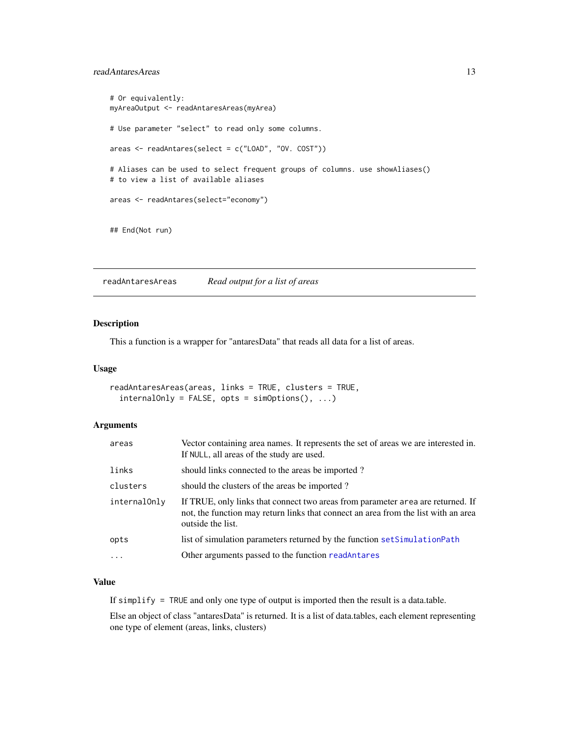```
# Or equivalently:
myAreaOutput <- readAntaresAreas(myArea)

# Use parameter "select" to read only some columns.

areas <- readAntares(select = c("LOAD", "OV. COST"))

# Aliases can be used to select frequent groups of columns. use showAliases()
# to view a list of available aliases

areas <- readAntares(select="economy")


## End(Not run)
```

---

## readAntaresAreas — *Read output for a list of areas*

### Description

This a function is a wrapper for "antaresData" that reads all data for a list of areas.

### Usage

```
readAntaresAreas(areas, links = TRUE, clusters = TRUE,
  internalOnly = FALSE, opts = simOptions(), ...)
```

### Arguments

| | |
|---|---|
| `areas` | Vector containing area names. It represents the set of areas we are interested in. If `NULL`, all areas of the study are used. |
| `links` | should links connected to the areas be imported ? |
| `clusters` | should the clusters of the areas be imported ? |
| `internalOnly` | If TRUE, only links that connect two areas from parameter `area` are returned. If not, the function may return links that connect an area from the list with an area outside the list. |
| `opts` | list of simulation parameters returned by the function `setSimulationPath` |
| `...` | Other arguments passed to the function `readAntares` |

### Value

If `simplify = TRUE` and only one type of output is imported then the result is a data.table.

Else an object of class "antaresData" is returned. It is a list of data.tables, each element representing one type of element (areas, links, clusters)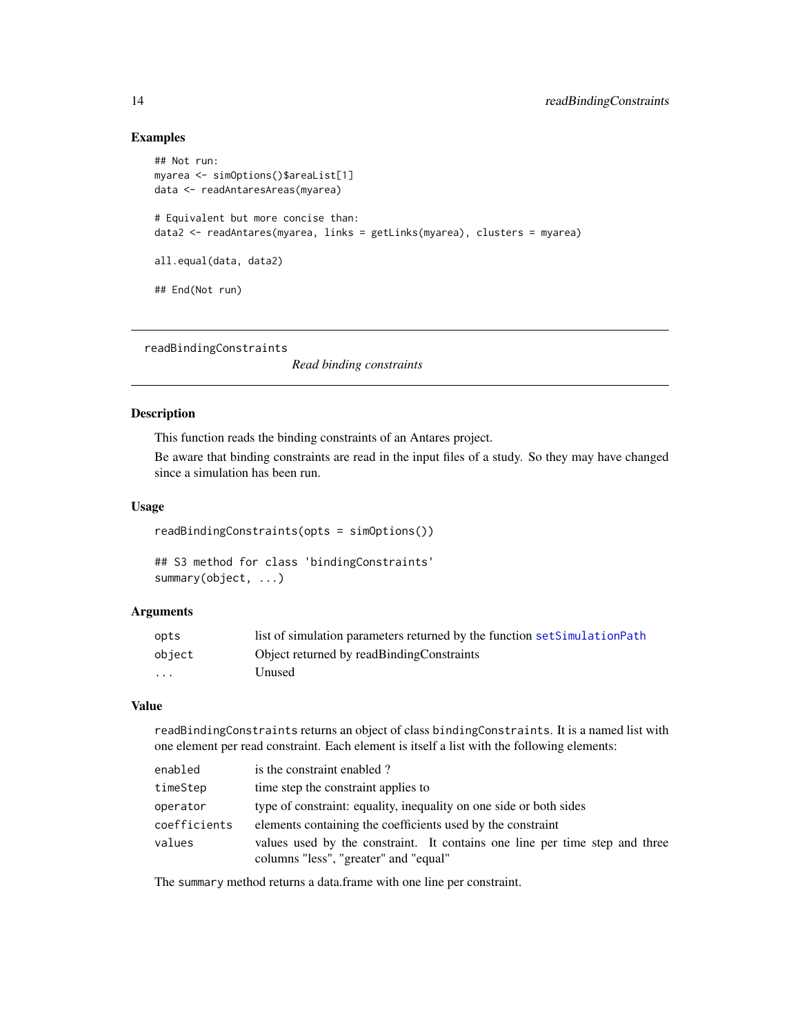### Examples

```
## Not run:
myarea <- simOptions()$areaList[1]
data <- readAntaresAreas(myarea)

# Equivalent but more concise than:
data2 <- readAntares(myarea, links = getLinks(myarea), clusters = myarea)

all.equal(data, data2)

## End(Not run)
```

---

## readBindingConstraints

*Read binding constraints*

---

### Description

This function reads the binding constraints of an Antares project.

Be aware that binding constraints are read in the input files of a study. So they may have changed since a simulation has been run.

### Usage

```
readBindingConstraints(opts = simOptions())

## S3 method for class 'bindingConstraints'
summary(object, ...)
```

### Arguments

| | |
|---|---|
| `opts` | list of simulation parameters returned by the function `setSimulationPath` |
| `object` | Object returned by readBindingConstraints |
| `...` | Unused |

### Value

`readBindingConstraints` returns an object of class `bindingConstraints`. It is a named list with one element per read constraint. Each element is itself a list with the following elements:

| | |
|---|---|
| `enabled` | is the constraint enabled ? |
| `timeStep` | time step the constraint applies to |
| `operator` | type of constraint: equality, inequality on one side or both sides |
| `coefficients` | elements containing the coefficients used by the constraint |
| `values` | values used by the constraint. It contains one line per time step and three columns "less", "greater" and "equal" |

The `summary` method returns a data.frame with one line per constraint.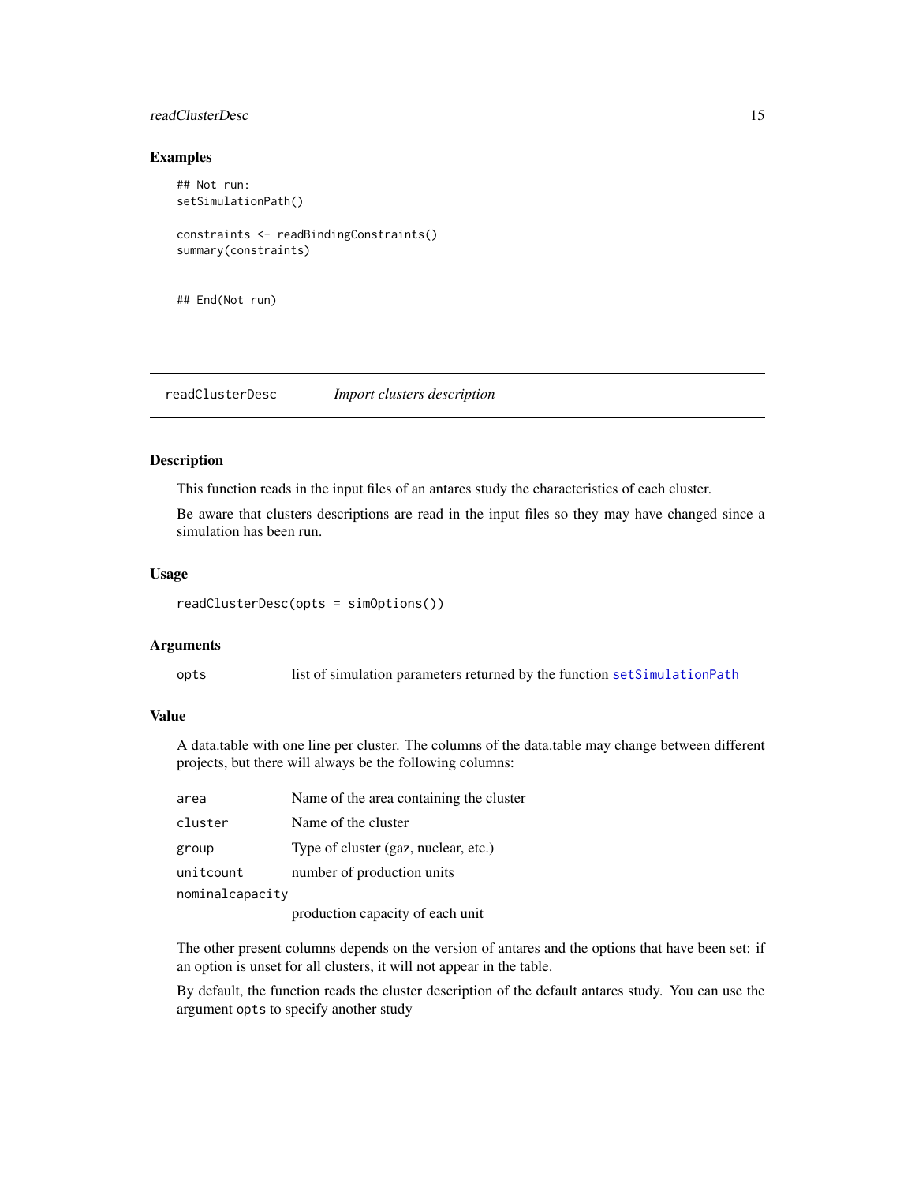## Examples

```
## Not run:
setSimulationPath()

constraints <- readBindingConstraints()
summary(constraints)


## End(Not run)
```

---

# readClusterDesc *Import clusters description*

## Description

This function reads in the input files of an antares study the characteristics of each cluster.

Be aware that clusters descriptions are read in the input files so they may have changed since a simulation has been run.

## Usage

```
readClusterDesc(opts = simOptions())
```

## Arguments

| | |
|---|---|
| `opts` | list of simulation parameters returned by the function `setSimulationPath` |

## Value

A data.table with one line per cluster. The columns of the data.table may change between different projects, but there will always be the following columns:

| | |
|---|---|
| `area` | Name of the area containing the cluster |
| `cluster` | Name of the cluster |
| `group` | Type of cluster (gaz, nuclear, etc.) |
| `unitcount` | number of production units |
| `nominalcapacity` | production capacity of each unit |

The other present columns depends on the version of antares and the options that have been set: if an option is unset for all clusters, it will not appear in the table.

By default, the function reads the cluster description of the default antares study. You can use the argument `opts` to specify another study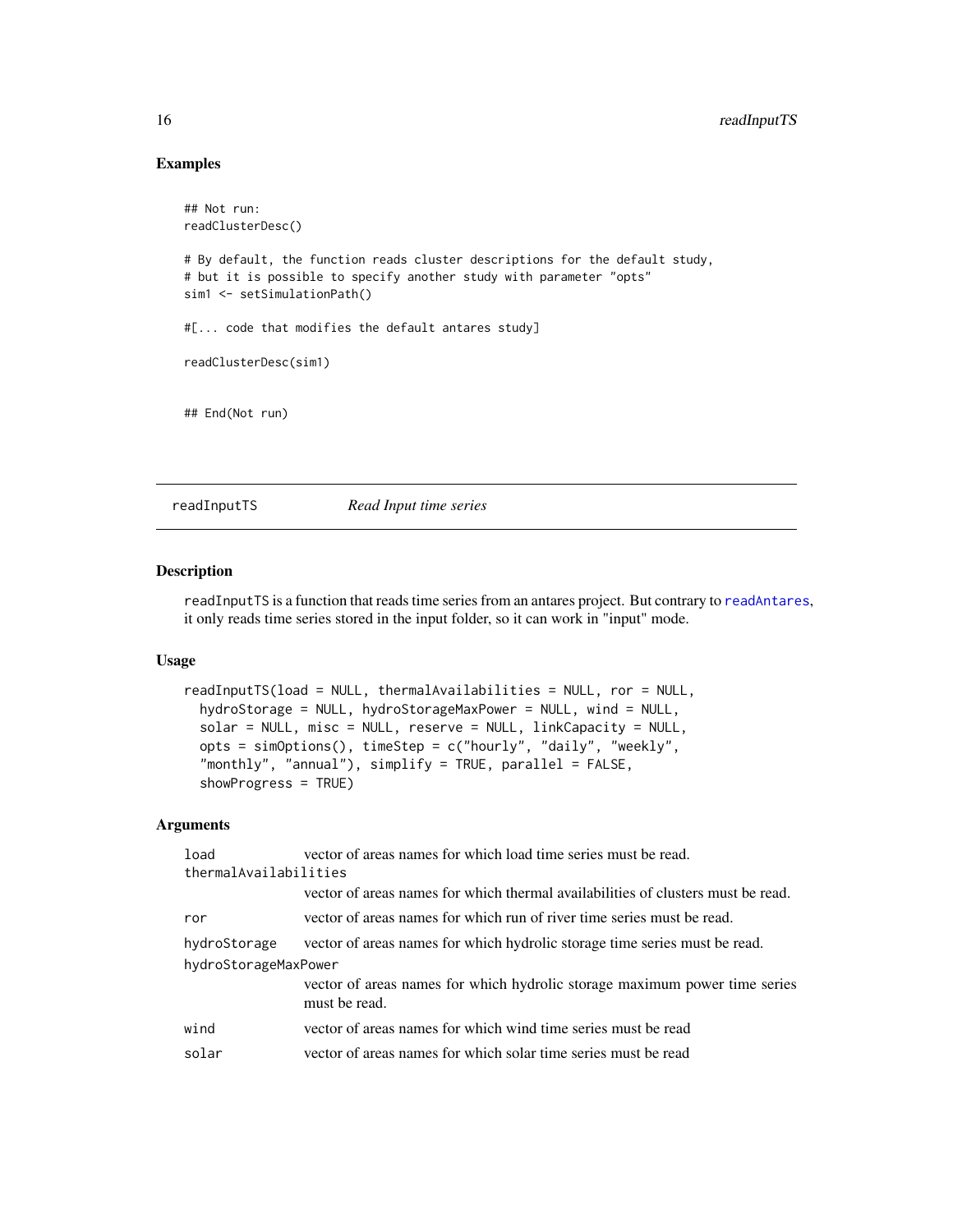## Examples

```
## Not run:
readClusterDesc()

# By default, the function reads cluster descriptions for the default study,
# but it is possible to specify another study with parameter "opts"
sim1 <- setSimulationPath()

#[... code that modifies the default antares study]

readClusterDesc(sim1)


## End(Not run)
```

---

# readInputTS — *Read Input time series*

## Description

readInputTS is a function that reads time series from an antares project. But contrary to readAntares, it only reads time series stored in the input folder, so it can work in "input" mode.

## Usage

```
readInputTS(load = NULL, thermalAvailabilities = NULL, ror = NULL,
  hydroStorage = NULL, hydroStorageMaxPower = NULL, wind = NULL,
  solar = NULL, misc = NULL, reserve = NULL, linkCapacity = NULL,
  opts = simOptions(), timeStep = c("hourly", "daily", "weekly",
  "monthly", "annual"), simplify = TRUE, parallel = FALSE,
  showProgress = TRUE)
```

## Arguments

| Argument | Description |
| --- | --- |
| load | vector of areas names for which load time series must be read. |
| thermalAvailabilities | vector of areas names for which thermal availabilities of clusters must be read. |
| ror | vector of areas names for which run of river time series must be read. |
| hydroStorage | vector of areas names for which hydrolic storage time series must be read. |
| hydroStorageMaxPower | vector of areas names for which hydrolic storage maximum power time series must be read. |
| wind | vector of areas names for which wind time series must be read |
| solar | vector of areas names for which solar time series must be read |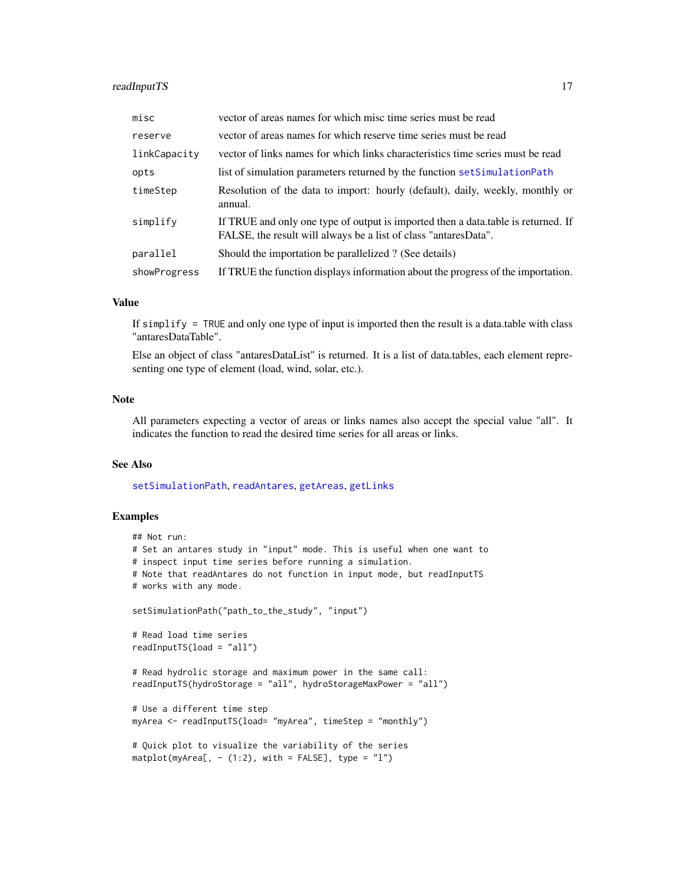| | |
|---|---|
| `misc` | vector of areas names for which misc time series must be read |
| `reserve` | vector of areas names for which reserve time series must be read |
| `linkCapacity` | vector of links names for which links characteristics time series must be read |
| `opts` | list of simulation parameters returned by the function `setSimulationPath` |
| `timeStep` | Resolution of the data to import: hourly (default), daily, weekly, monthly or annual. |
| `simplify` | If TRUE and only one type of output is imported then a data.table is returned. If FALSE, the result will always be a list of class "antaresData". |
| `parallel` | Should the importation be parallelized ? (See details) |
| `showProgress` | If TRUE the function displays information about the progress of the importation. |

## Value

If `simplify = TRUE` and only one type of input is imported then the result is a data.table with class "antaresDataTable".

Else an object of class "antaresDataList" is returned. It is a list of data.tables, each element representing one type of element (load, wind, solar, etc.).

## Note

All parameters expecting a vector of areas or links names also accept the special value "all". It indicates the function to read the desired time series for all areas or links.

## See Also

`setSimulationPath`, `readAntares`, `getAreas`, `getLinks`

## Examples

```
## Not run:
# Set an antares study in "input" mode. This is useful when one want to
# inspect input time series before running a simulation.
# Note that readAntares do not function in input mode, but readInputTS
# works with any mode.

setSimulationPath("path_to_the_study", "input")

# Read load time series
readInputTS(load = "all")

# Read hydrolic storage and maximum power in the same call:
readInputTS(hydroStorage = "all", hydroStorageMaxPower = "all")

# Use a different time step
myArea <- readInputTS(load= "myArea", timeStep = "monthly")

# Quick plot to visualize the variability of the series
matplot(myArea[, - (1:2), with = FALSE], type = "l")
```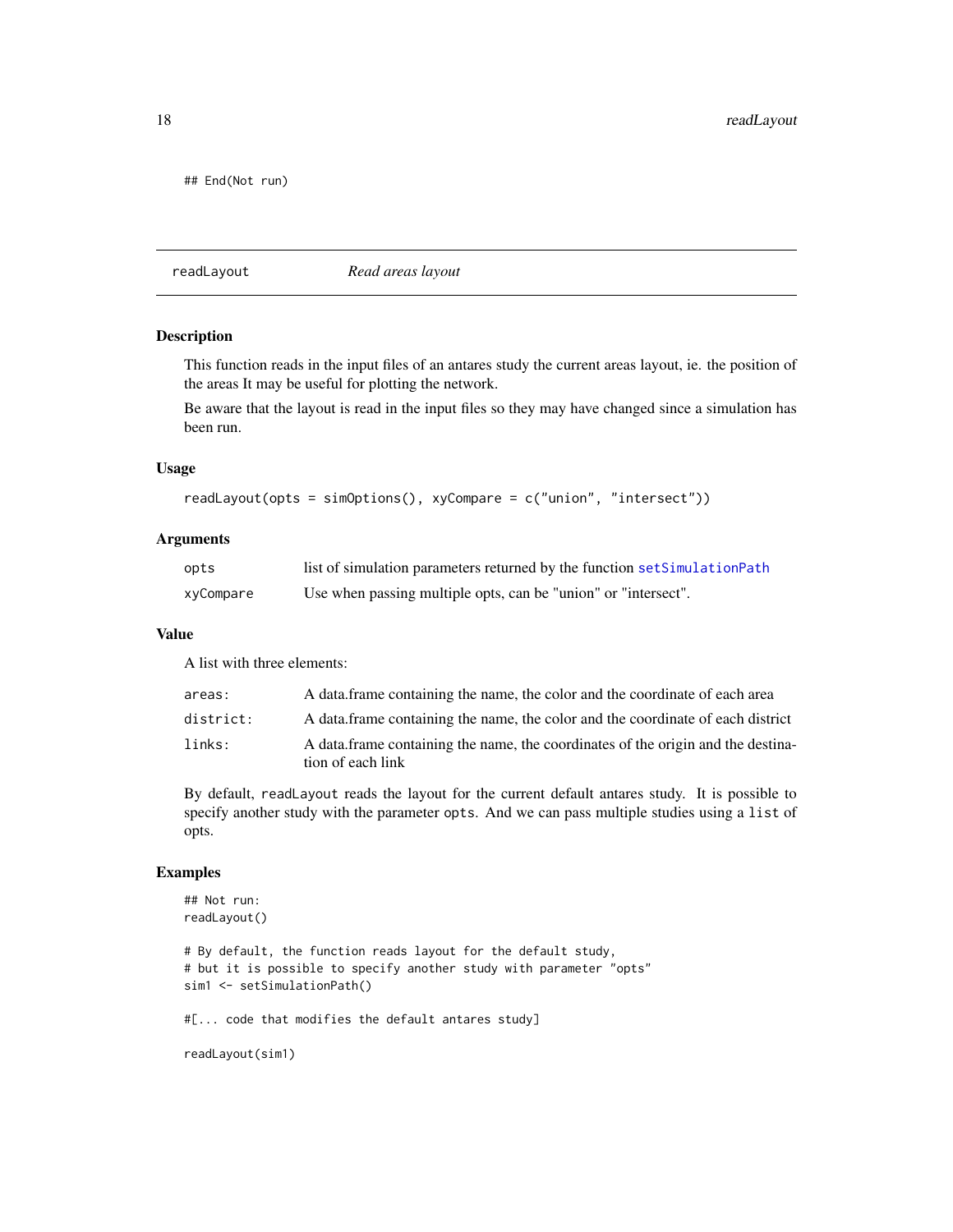```
## End(Not run)
```

---

## readLayout — *Read areas layout*

### Description

This function reads in the input files of an antares study the current areas layout, ie. the position of the areas It may be useful for plotting the network.

Be aware that the layout is read in the input files so they may have changed since a simulation has been run.

### Usage

```
readLayout(opts = simOptions(), xyCompare = c("union", "intersect"))
```

### Arguments

| | |
|---|---|
| `opts` | list of simulation parameters returned by the function `setSimulationPath` |
| `xyCompare` | Use when passing multiple opts, can be "union" or "intersect". |

### Value

A list with three elements:

| | |
|---|---|
| `areas:` | A data.frame containing the name, the color and the coordinate of each area |
| `district:` | A data.frame containing the name, the color and the coordinate of each district |
| `links:` | A data.frame containing the name, the coordinates of the origin and the destination of each link |

By default, `readLayout` reads the layout for the current default antares study. It is possible to specify another study with the parameter `opts`. And we can pass multiple studies using a `list` of opts.

### Examples

```
## Not run:
readLayout()

# By default, the function reads layout for the default study,
# but it is possible to specify another study with parameter "opts"
sim1 <- setSimulationPath()

#[... code that modifies the default antares study]

readLayout(sim1)
```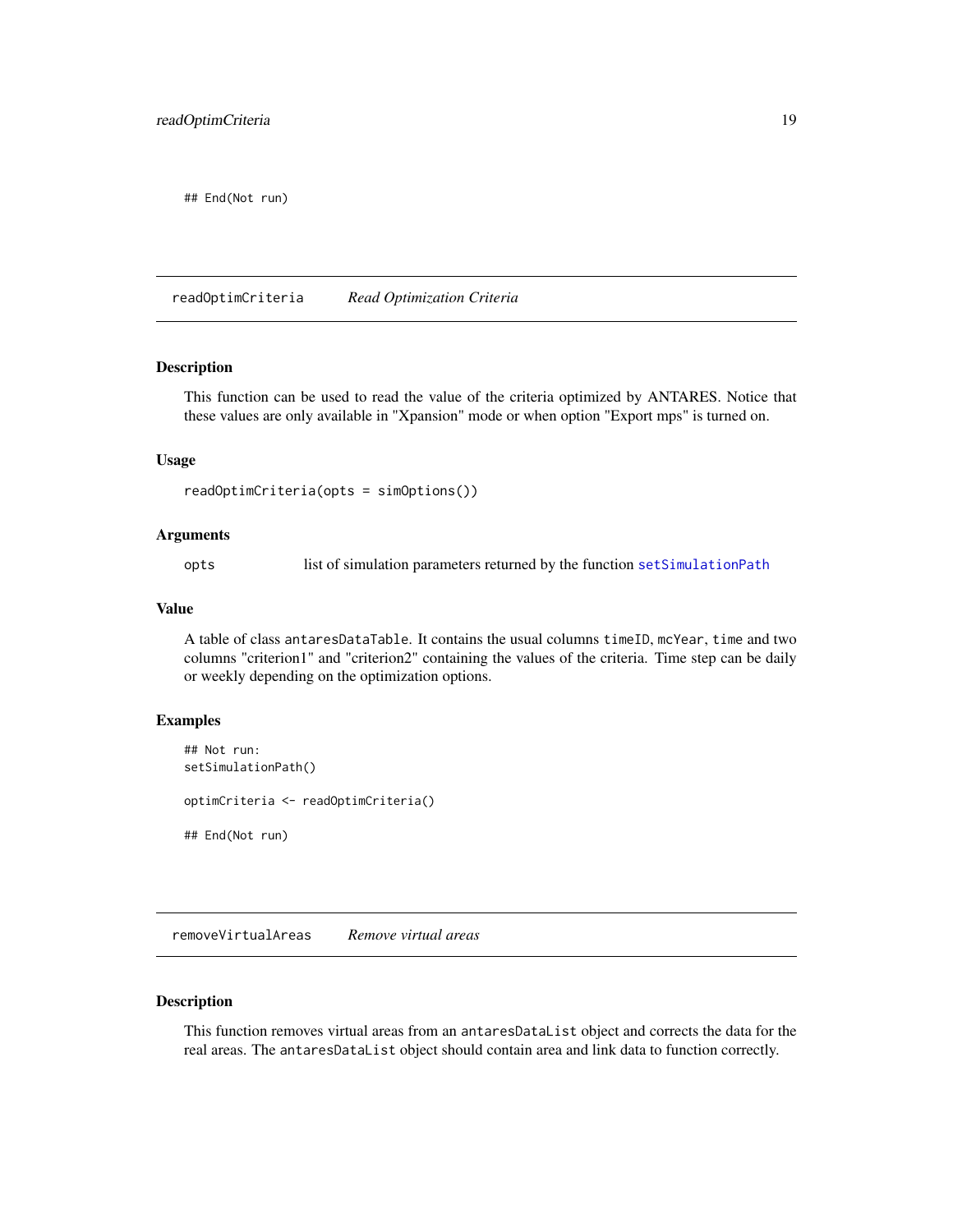```
## End(Not run)
```

## readOptimCriteria *Read Optimization Criteria*

### Description

This function can be used to read the value of the criteria optimized by ANTARES. Notice that these values are only available in "Xpansion" mode or when option "Export mps" is turned on.

### Usage

```
readOptimCriteria(opts = simOptions())
```

### Arguments

| | |
|---|---|
| opts | list of simulation parameters returned by the function setSimulationPath |

### Value

A table of class `antaresDataTable`. It contains the usual columns `timeID`, `mcYear`, `time` and two columns "criterion1" and "criterion2" containing the values of the criteria. Time step can be daily or weekly depending on the optimization options.

### Examples

```
## Not run:
setSimulationPath()

optimCriteria <- readOptimCriteria()

## End(Not run)
```

## removeVirtualAreas *Remove virtual areas*

### Description

This function removes virtual areas from an `antaresDataList` object and corrects the data for the real areas. The `antaresDataList` object should contain area and link data to function correctly.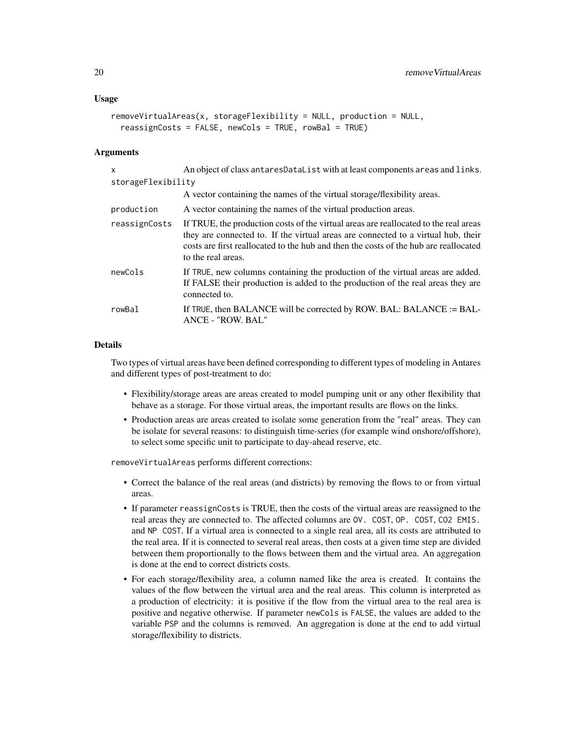## Usage

```
removeVirtualAreas(x, storageFlexibility = NULL, production = NULL,
  reassignCosts = FALSE, newCols = TRUE, rowBal = TRUE)
```

## Arguments

| | |
|---|---|
| `x` | An object of class `antaresDataList` with at least components `areas` and `links`. |
| `storageFlexibility` | A vector containing the names of the virtual storage/flexibility areas. |
| `production` | A vector containing the names of the virtual production areas. |
| `reassignCosts` | If TRUE, the production costs of the virtual areas are reallocated to the real areas they are connected to. If the virtual areas are connected to a virtual hub, their costs are first reallocated to the hub and then the costs of the hub are reallocated to the real areas. |
| `newCols` | If `TRUE`, new columns containing the production of the virtual areas are added. If FALSE their production is added to the production of the real areas they are connected to. |
| `rowBal` | If `TRUE`, then BALANCE will be corrected by ROW. BAL: BALANCE := BALANCE - "ROW. BAL" |

## Details

Two types of virtual areas have been defined corresponding to different types of modeling in Antares and different types of post-treatment to do:

- Flexibility/storage areas are areas created to model pumping unit or any other flexibility that behave as a storage. For those virtual areas, the important results are flows on the links.
- Production areas are areas created to isolate some generation from the "real" areas. They can be isolate for several reasons: to distinguish time-series (for example wind onshore/offshore), to select some specific unit to participate to day-ahead reserve, etc.

`removeVirtualAreas` performs different corrections:

- Correct the balance of the real areas (and districts) by removing the flows to or from virtual areas.
- If parameter `reassignCosts` is TRUE, then the costs of the virtual areas are reassigned to the real areas they are connected to. The affected columns are `OV. COST`, `OP. COST`, `CO2 EMIS.` and `NP COST`. If a virtual area is connected to a single real area, all its costs are attributed to the real area. If it is connected to several real areas, then costs at a given time step are divided between them proportionally to the flows between them and the virtual area. An aggregation is done at the end to correct districts costs.
- For each storage/flexibility area, a column named like the area is created. It contains the values of the flow between the virtual area and the real areas. This column is interpreted as a production of electricity: it is positive if the flow from the virtual area to the real area is positive and negative otherwise. If parameter `newCols` is `FALSE`, the values are added to the variable `PSP` and the columns is removed. An aggregation is done at the end to add virtual storage/flexibility to districts.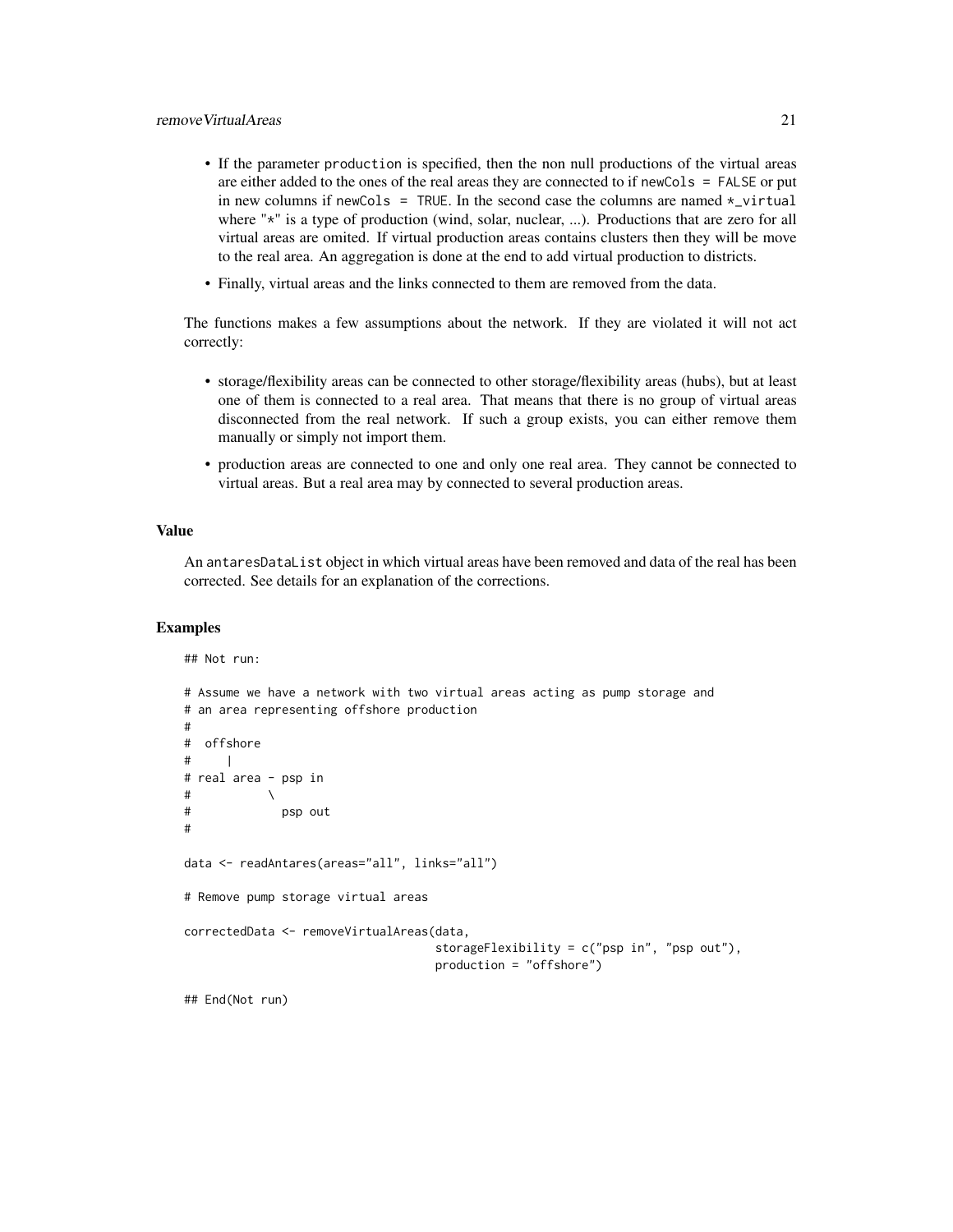- If the parameter `production` is specified, then the non null productions of the virtual areas are either added to the ones of the real areas they are connected to if `newCols = FALSE` or put in new columns if `newCols = TRUE`. In the second case the columns are named `*_virtual` where "*" is a type of production (wind, solar, nuclear, ...). Productions that are zero for all virtual areas are omited. If virtual production areas contains clusters then they will be move to the real area. An aggregation is done at the end to add virtual production to districts.
- Finally, virtual areas and the links connected to them are removed from the data.

The functions makes a few assumptions about the network. If they are violated it will not act correctly:

- storage/flexibility areas can be connected to other storage/flexibility areas (hubs), but at least one of them is connected to a real area. That means that there is no group of virtual areas disconnected from the real network. If such a group exists, you can either remove them manually or simply not import them.
- production areas are connected to one and only one real area. They cannot be connected to virtual areas. But a real area may by connected to several production areas.

## Value

An `antaresDataList` object in which virtual areas have been removed and data of the real has been corrected. See details for an explanation of the corrections.

## Examples

```
## Not run:

# Assume we have a network with two virtual areas acting as pump storage and
# an area representing offshore production
#
#  offshore
#     |
# real area - psp in
#           \
#             psp out
#

data <- readAntares(areas="all", links="all")

# Remove pump storage virtual areas

correctedData <- removeVirtualAreas(data,
                                    storageFlexibility = c("psp in", "psp out"),
                                    production = "offshore")

## End(Not run)
```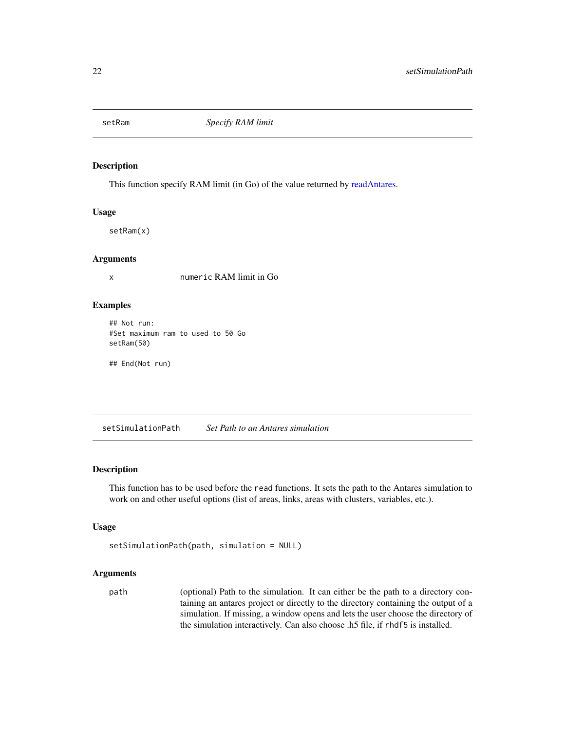## setRam — *Specify RAM limit*

### Description

This function specify RAM limit (in Go) of the value returned by readAntares.

### Usage

```
setRam(x)
```

### Arguments

| | |
|---|---|
| x | `numeric` RAM limit in Go |

### Examples

```
## Not run:
#Set maximum ram to used to 50 Go
setRam(50)

## End(Not run)
```

## setSimulationPath — *Set Path to an Antares simulation*

### Description

This function has to be used before the `read` functions. It sets the path to the Antares simulation to work on and other useful options (list of areas, links, areas with clusters, variables, etc.).

### Usage

```
setSimulationPath(path, simulation = NULL)
```

### Arguments

| | |
|---|---|
| path | (optional) Path to the simulation. It can either be the path to a directory containing an antares project or directly to the directory containing the output of a simulation. If missing, a window opens and lets the user choose the directory of the simulation interactively. Can also choose .h5 file, if `rhdf5` is installed. |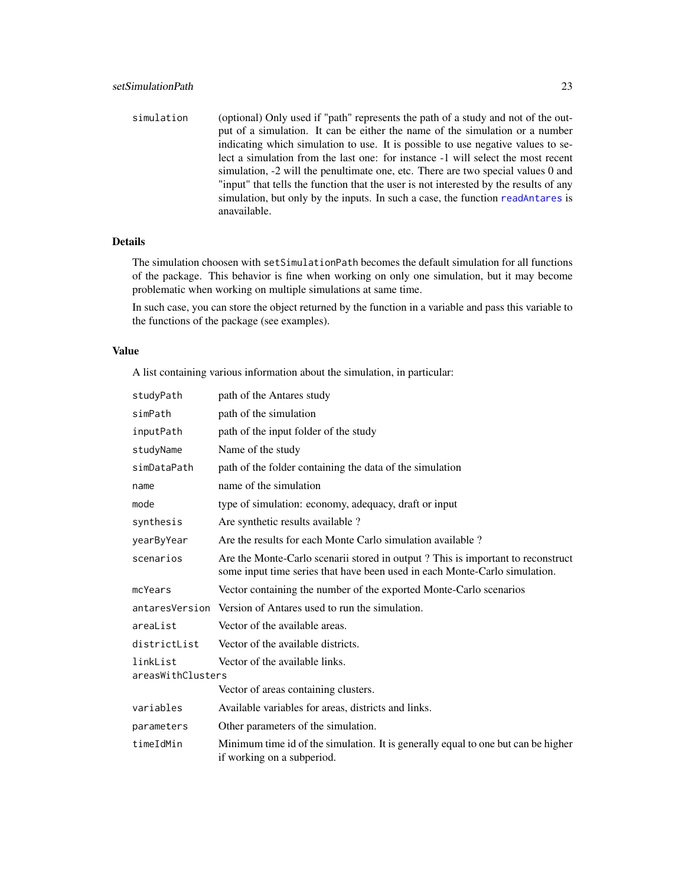| | |
|---|---|
| simulation | (optional) Only used if "path" represents the path of a study and not of the output of a simulation. It can be either the name of the simulation or a number indicating which simulation to use. It is possible to use negative values to select a simulation from the last one: for instance -1 will select the most recent simulation, -2 will the penultimate one, etc. There are two special values 0 and "input" that tells the function that the user is not interested by the results of any simulation, but only by the inputs. In such a case, the function readAntares is anavailable. |

## Details

The simulation choosen with `setSimulationPath` becomes the default simulation for all functions of the package. This behavior is fine when working on only one simulation, but it may become problematic when working on multiple simulations at same time.

In such case, you can store the object returned by the function in a variable and pass this variable to the functions of the package (see examples).

## Value

A list containing various information about the simulation, in particular:

| | |
|---|---|
| studyPath | path of the Antares study |
| simPath | path of the simulation |
| inputPath | path of the input folder of the study |
| studyName | Name of the study |
| simDataPath | path of the folder containing the data of the simulation |
| name | name of the simulation |
| mode | type of simulation: economy, adequacy, draft or input |
| synthesis | Are synthetic results available ? |
| yearByYear | Are the results for each Monte Carlo simulation available ? |
| scenarios | Are the Monte-Carlo scenarii stored in output ? This is important to reconstruct some input time series that have been used in each Monte-Carlo simulation. |
| mcYears | Vector containing the number of the exported Monte-Carlo scenarios |
| antaresVersion | Version of Antares used to run the simulation. |
| areaList | Vector of the available areas. |
| districtList | Vector of the available districts. |
| linkList | Vector of the available links. |
| areasWithClusters | Vector of areas containing clusters. |
| variables | Available variables for areas, districts and links. |
| parameters | Other parameters of the simulation. |
| timeIdMin | Minimum time id of the simulation. It is generally equal to one but can be higher if working on a subperiod. |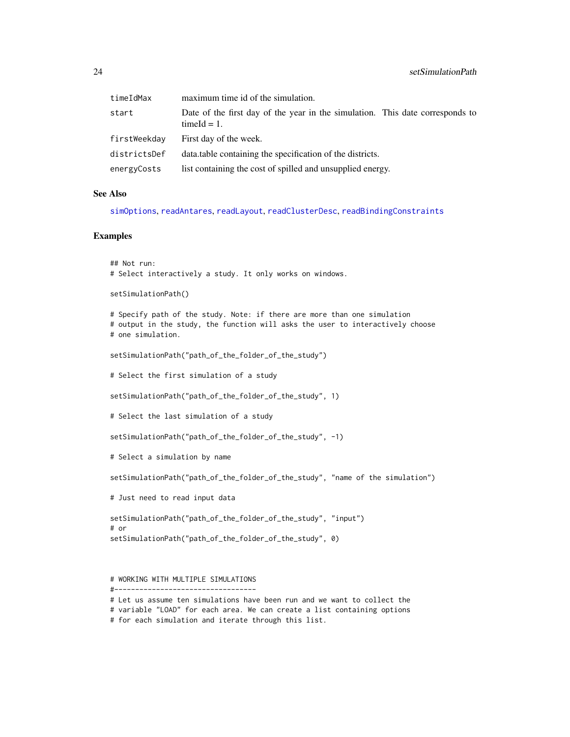| | |
|---|---|
| timeIdMax | maximum time id of the simulation. |
| start | Date of the first day of the year in the simulation. This date corresponds to timeId = 1. |
| firstWeekday | First day of the week. |
| districtsDef | data.table containing the specification of the districts. |
| energyCosts | list containing the cost of spilled and unsupplied energy. |

## See Also

simOptions, readAntares, readLayout, readClusterDesc, readBindingConstraints

## Examples

```
## Not run:
# Select interactively a study. It only works on windows.

setSimulationPath()

# Specify path of the study. Note: if there are more than one simulation
# output in the study, the function will asks the user to interactively choose
# one simulation.

setSimulationPath("path_of_the_folder_of_the_study")

# Select the first simulation of a study

setSimulationPath("path_of_the_folder_of_the_study", 1)

# Select the last simulation of a study

setSimulationPath("path_of_the_folder_of_the_study", -1)

# Select a simulation by name

setSimulationPath("path_of_the_folder_of_the_study", "name of the simulation")

# Just need to read input data

setSimulationPath("path_of_the_folder_of_the_study", "input")
# or
setSimulationPath("path_of_the_folder_of_the_study", 0)



# WORKING WITH MULTIPLE SIMULATIONS
#----------------------------------
# Let us assume ten simulations have been run and we want to collect the
# variable "LOAD" for each area. We can create a list containing options
# for each simulation and iterate through this list.
```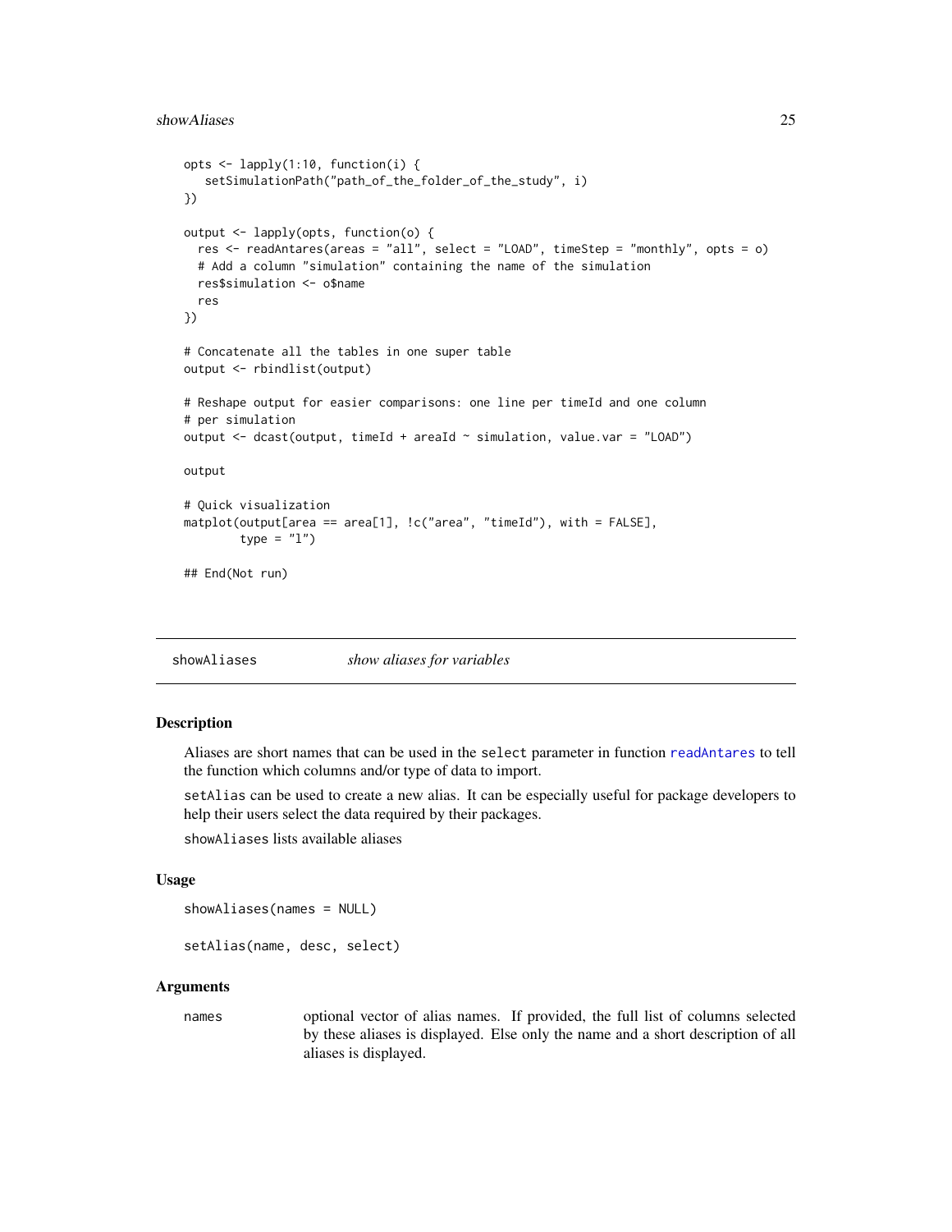```
opts <- lapply(1:10, function(i) {
   setSimulationPath("path_of_the_folder_of_the_study", i)
})

output <- lapply(opts, function(o) {
  res <- readAntares(areas = "all", select = "LOAD", timeStep = "monthly", opts = o)
  # Add a column "simulation" containing the name of the simulation
  res$simulation <- o$name
  res
})

# Concatenate all the tables in one super table
output <- rbindlist(output)

# Reshape output for easier comparisons: one line per timeId and one column
# per simulation
output <- dcast(output, timeId + areaId ~ simulation, value.var = "LOAD")

output

# Quick visualization
matplot(output[area == area[1], !c("area", "timeId"), with = FALSE],
        type = "l")

## End(Not run)
```

## showAliases *show aliases for variables*

### Description

Aliases are short names that can be used in the `select` parameter in function `readAntares` to tell the function which columns and/or type of data to import.

`setAlias` can be used to create a new alias. It can be especially useful for package developers to help their users select the data required by their packages.

`showAliases` lists available aliases

### Usage

```
showAliases(names = NULL)

setAlias(name, desc, select)
```

### Arguments

`names` optional vector of alias names. If provided, the full list of columns selected by these aliases is displayed. Else only the name and a short description of all aliases is displayed.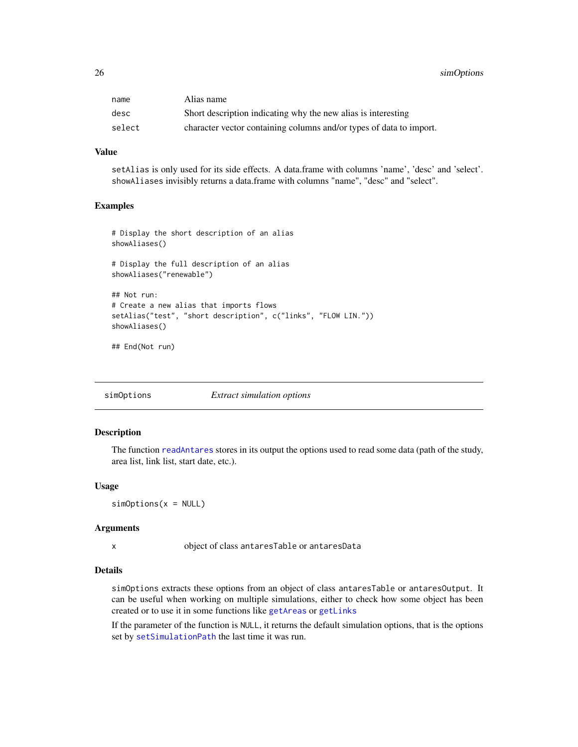| | |
|---|---|
| name | Alias name |
| desc | Short description indicating why the new alias is interesting |
| select | character vector containing columns and/or types of data to import. |

### Value

`setAlias` is only used for its side effects. A data.frame with columns 'name', 'desc' and 'select'. `showAliases` invisibly returns a data.frame with columns "name", "desc" and "select".

### Examples

```
# Display the short description of an alias
showAliases()

# Display the full description of an alias
showAliases("renewable")

## Not run:
# Create a new alias that imports flows
setAlias("test", "short description", c("links", "FLOW LIN."))
showAliases()

## End(Not run)
```

---

## simOptions *Extract simulation options*

---

### Description

The function `readAntares` stores in its output the options used to read some data (path of the study, area list, link list, start date, etc.).

### Usage

```
simOptions(x = NULL)
```

### Arguments

| | |
|---|---|
| x | object of class `antaresTable` or `antaresData` |

### Details

`simOptions` extracts these options from an object of class `antaresTable` or `antaresOutput`. It can be useful when working on multiple simulations, either to check how some object has been created or to use it in some functions like `getAreas` or `getLinks`

If the parameter of the function is `NULL`, it returns the default simulation options, that is the options set by `setSimulationPath` the last time it was run.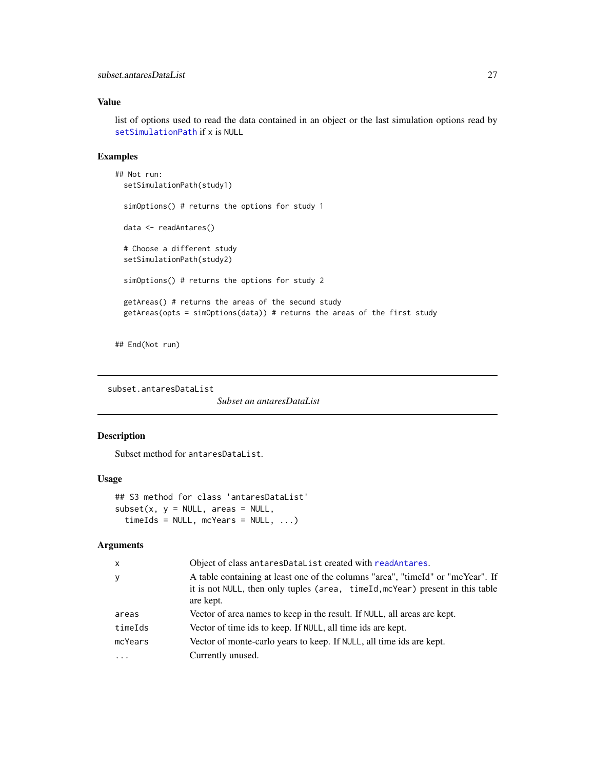### Value

list of options used to read the data contained in an object or the last simulation options read by setSimulationPath if x is NULL

### Examples

```
## Not run:
  setSimulationPath(study1)

  simOptions() # returns the options for study 1

  data <- readAntares()

  # Choose a different study
  setSimulationPath(study2)

  simOptions() # returns the options for study 2

  getAreas() # returns the areas of the secund study
  getAreas(opts = simOptions(data)) # returns the areas of the first study


## End(Not run)
```

---

## subset.antaresDataList — *Subset an antaresDataList*

### Description

Subset method for antaresDataList.

### Usage

```
## S3 method for class 'antaresDataList'
subset(x, y = NULL, areas = NULL,
  timeIds = NULL, mcYears = NULL, ...)
```

### Arguments

| | |
|---|---|
| x | Object of class antaresDataList created with readAntares. |
| y | A table containing at least one of the columns "area", "timeId" or "mcYear". If it is not NULL, then only tuples (area, timeId,mcYear) present in this table are kept. |
| areas | Vector of area names to keep in the result. If NULL, all areas are kept. |
| timeIds | Vector of time ids to keep. If NULL, all time ids are kept. |
| mcYears | Vector of monte-carlo years to keep. If NULL, all time ids are kept. |
| ... | Currently unused. |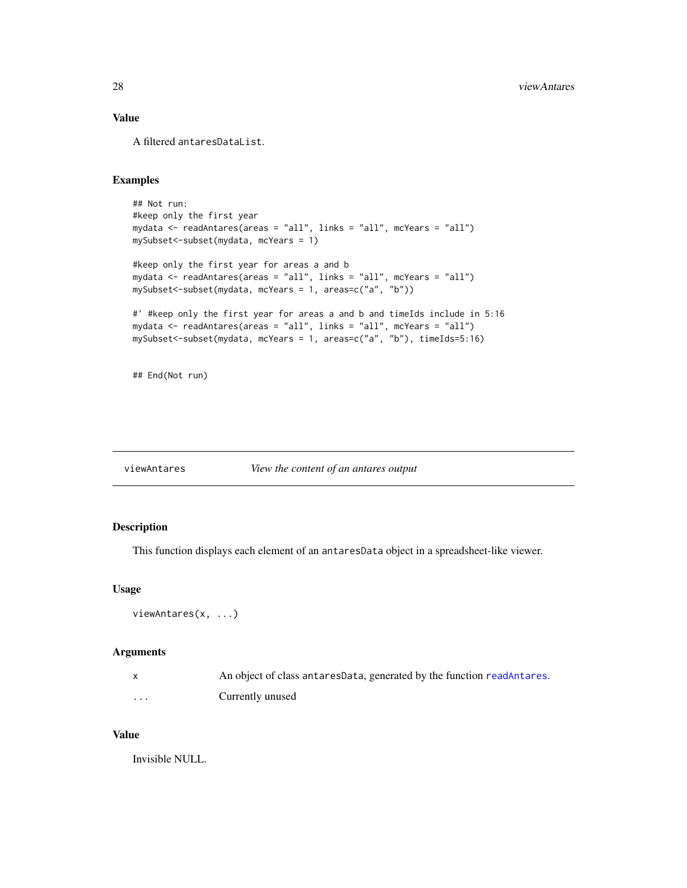### Value

A filtered `antaresDataList`.

### Examples

```
## Not run:
#keep only the first year
mydata <- readAntares(areas = "all", links = "all", mcYears = "all")
mySubset<-subset(mydata, mcYears = 1)

#keep only the first year for areas a and b
mydata <- readAntares(areas = "all", links = "all", mcYears = "all")
mySubset<-subset(mydata, mcYears = 1, areas=c("a", "b"))

#' #keep only the first year for areas a and b and timeIds include in 5:16
mydata <- readAntares(areas = "all", links = "all", mcYears = "all")
mySubset<-subset(mydata, mcYears = 1, areas=c("a", "b"), timeIds=5:16)


## End(Not run)
```

---

## viewAntares — *View the content of an antares output*

### Description

This function displays each element of an `antaresData` object in a spreadsheet-like viewer.

### Usage

```
viewAntares(x, ...)
```

### Arguments

| | |
|---|---|
| `x` | An object of class `antaresData`, generated by the function `readAntares`. |
| `...` | Currently unused |

### Value

Invisible NULL.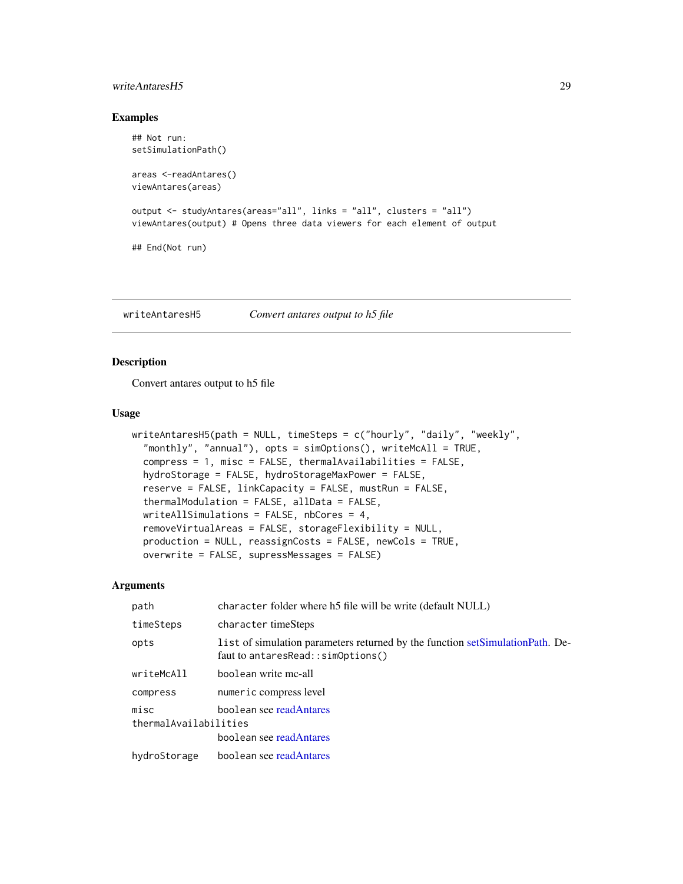### Examples

```
## Not run:
setSimulationPath()

areas <-readAntares()
viewAntares(areas)

output <- studyAntares(areas="all", links = "all", clusters = "all")
viewAntares(output) # Opens three data viewers for each element of output

## End(Not run)
```

---

## writeAntaresH5 — *Convert antares output to h5 file*

### Description

Convert antares output to h5 file

### Usage

```
writeAntaresH5(path = NULL, timeSteps = c("hourly", "daily", "weekly",
  "monthly", "annual"), opts = simOptions(), writeMcAll = TRUE,
  compress = 1, misc = FALSE, thermalAvailabilities = FALSE,
  hydroStorage = FALSE, hydroStorageMaxPower = FALSE,
  reserve = FALSE, linkCapacity = FALSE, mustRun = FALSE,
  thermalModulation = FALSE, allData = FALSE,
  writeAllSimulations = FALSE, nbCores = 4,
  removeVirtualAreas = FALSE, storageFlexibility = NULL,
  production = NULL, reassignCosts = FALSE, newCols = TRUE,
  overwrite = FALSE, supressMessages = FALSE)
```

### Arguments

| | |
|---|---|
| `path` | `character` folder where h5 file will be write (default NULL) |
| `timeSteps` | `character` timeSteps |
| `opts` | `list` of simulation parameters returned by the function setSimulationPath. Defaut to `antaresRead::simOptions()` |
| `writeMcAll` | `boolean` write mc-all |
| `compress` | `numeric` compress level |
| `misc` | `boolean` see readAntares |
| `thermalAvailabilities` | `boolean` see readAntares |
| `hydroStorage` | `boolean` see readAntares |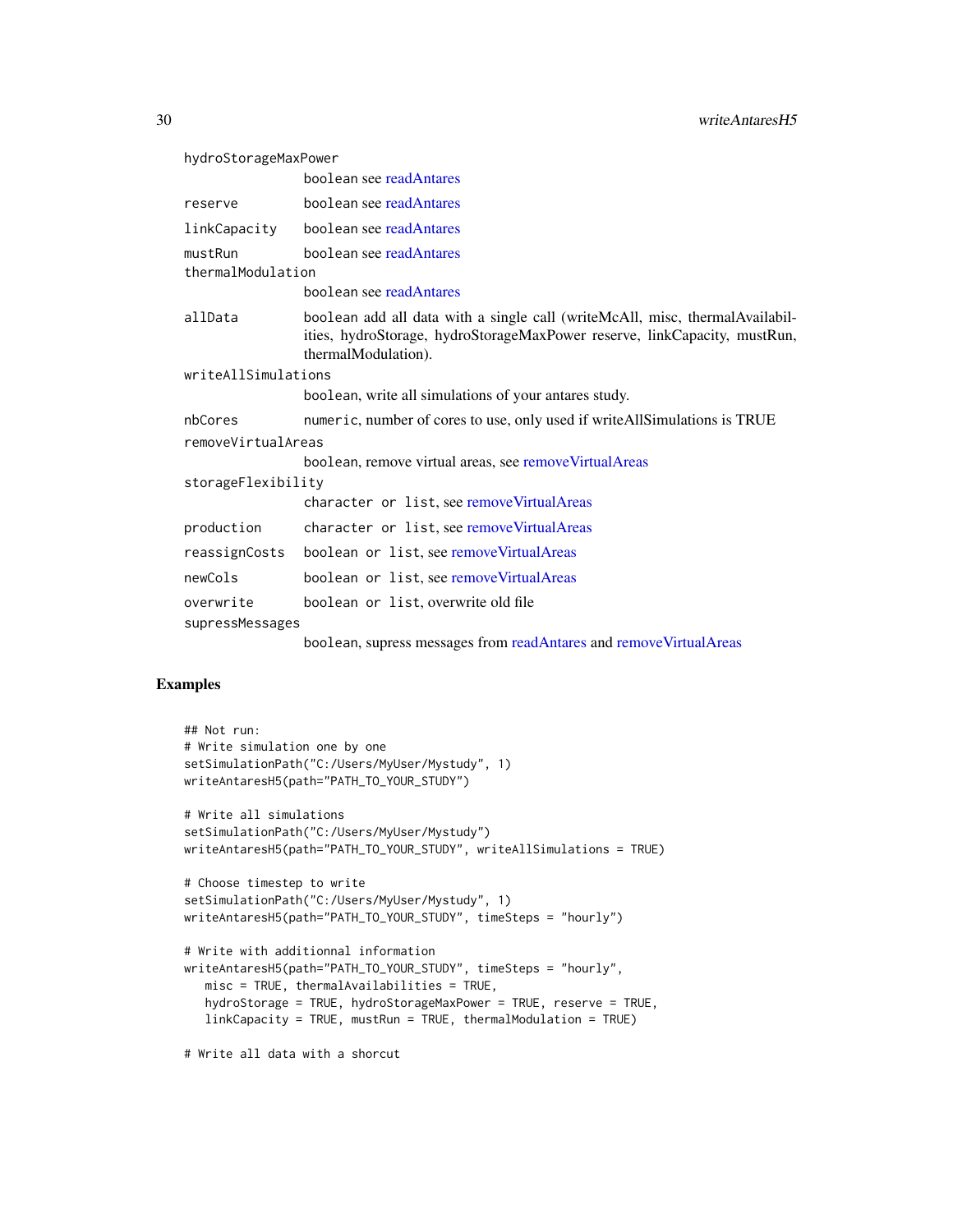| | |
|---|---|
| hydroStorageMaxPower | boolean see readAntares |
| reserve | boolean see readAntares |
| linkCapacity | boolean see readAntares |
| mustRun | boolean see readAntares |
| thermalModulation | boolean see readAntares |
| allData | boolean add all data with a single call (writeMcAll, misc, thermalAvailabilities, hydroStorage, hydroStorageMaxPower reserve, linkCapacity, mustRun, thermalModulation). |
| writeAllSimulations | boolean, write all simulations of your antares study. |
| nbCores | `numeric`, number of cores to use, only used if writeAllSimulations is TRUE |
| removeVirtualAreas | boolean, remove virtual areas, see removeVirtualAreas |
| storageFlexibility | `character or list`, see removeVirtualAreas |
| production | `character or list`, see removeVirtualAreas |
| reassignCosts | `boolean or list`, see removeVirtualAreas |
| newCols | `boolean or list`, see removeVirtualAreas |
| overwrite | `boolean or list`, overwrite old file |
| supressMessages | boolean, supress messages from readAntares and removeVirtualAreas |

## Examples

```
## Not run:
# Write simulation one by one
setSimulationPath("C:/Users/MyUser/Mystudy", 1)
writeAntaresH5(path="PATH_TO_YOUR_STUDY")

# Write all simulations
setSimulationPath("C:/Users/MyUser/Mystudy")
writeAntaresH5(path="PATH_TO_YOUR_STUDY", writeAllSimulations = TRUE)

# Choose timestep to write
setSimulationPath("C:/Users/MyUser/Mystudy", 1)
writeAntaresH5(path="PATH_TO_YOUR_STUDY", timeSteps = "hourly")

# Write with additionnal information
writeAntaresH5(path="PATH_TO_YOUR_STUDY", timeSteps = "hourly",
   misc = TRUE, thermalAvailabilities = TRUE,
   hydroStorage = TRUE, hydroStorageMaxPower = TRUE, reserve = TRUE,
   linkCapacity = TRUE, mustRun = TRUE, thermalModulation = TRUE)

# Write all data with a shorcut
```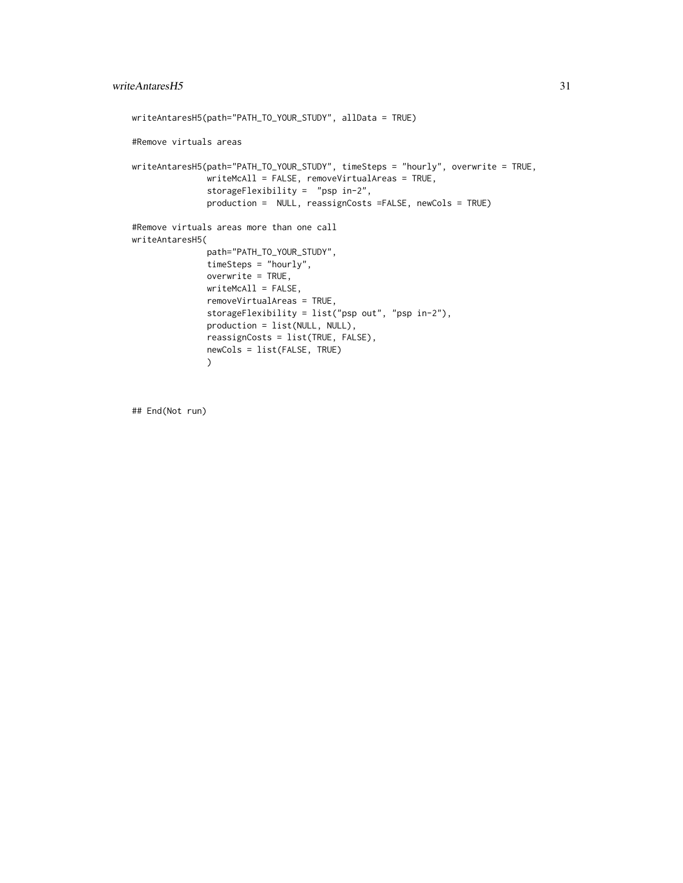```
writeAntaresH5(path="PATH_TO_YOUR_STUDY", allData = TRUE)

#Remove virtuals areas

writeAntaresH5(path="PATH_TO_YOUR_STUDY", timeSteps = "hourly", overwrite = TRUE,
               writeMcAll = FALSE, removeVirtualAreas = TRUE,
               storageFlexibility =  "psp in-2",
               production =  NULL, reassignCosts =FALSE, newCols = TRUE)

#Remove virtuals areas more than one call
writeAntaresH5(
               path="PATH_TO_YOUR_STUDY",
               timeSteps = "hourly",
               overwrite = TRUE,
               writeMcAll = FALSE,
               removeVirtualAreas = TRUE,
               storageFlexibility = list("psp out", "psp in-2"),
               production = list(NULL, NULL),
               reassignCosts = list(TRUE, FALSE),
               newCols = list(FALSE, TRUE)
               )


## End(Not run)
```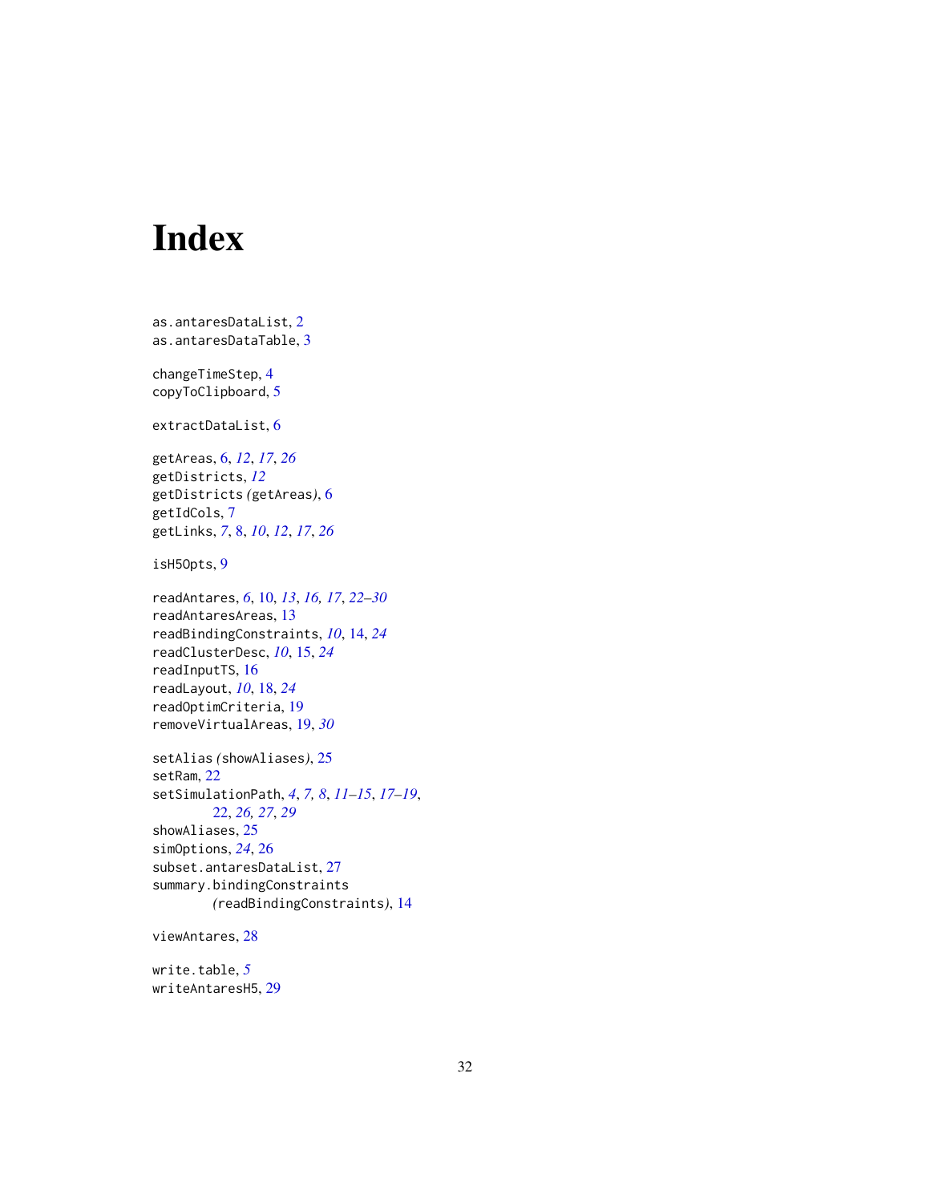# Index

as.antaresDataList, 2
as.antaresDataTable, 3

changeTimeStep, 4
copyToClipboard, 5

extractDataList, 6

getAreas, 6, *12*, *17*, *26*
getDistricts, *12*
getDistricts *(*getAreas*)*, 6
getIdCols, 7
getLinks, *7*, 8, *10*, *12*, *17*, *26*

isH5Opts, 9

readAntares, *6*, 10, *13*, *16, 17*, *22–30*
readAntaresAreas, 13
readBindingConstraints, *10*, 14, *24*
readClusterDesc, *10*, 15, *24*
readInputTS, 16
readLayout, *10*, 18, *24*
readOptimCriteria, 19
removeVirtualAreas, 19, *30*

setAlias *(*showAliases*)*, 25
setRam, 22
setSimulationPath, *4*, *7, 8*, *11–15*, *17–19*, 22, *26, 27*, *29*
showAliases, 25
simOptions, *24*, 26
subset.antaresDataList, 27
summary.bindingConstraints *(*readBindingConstraints*)*, 14

viewAntares, 28

write.table, *5*
writeAntaresH5, 29